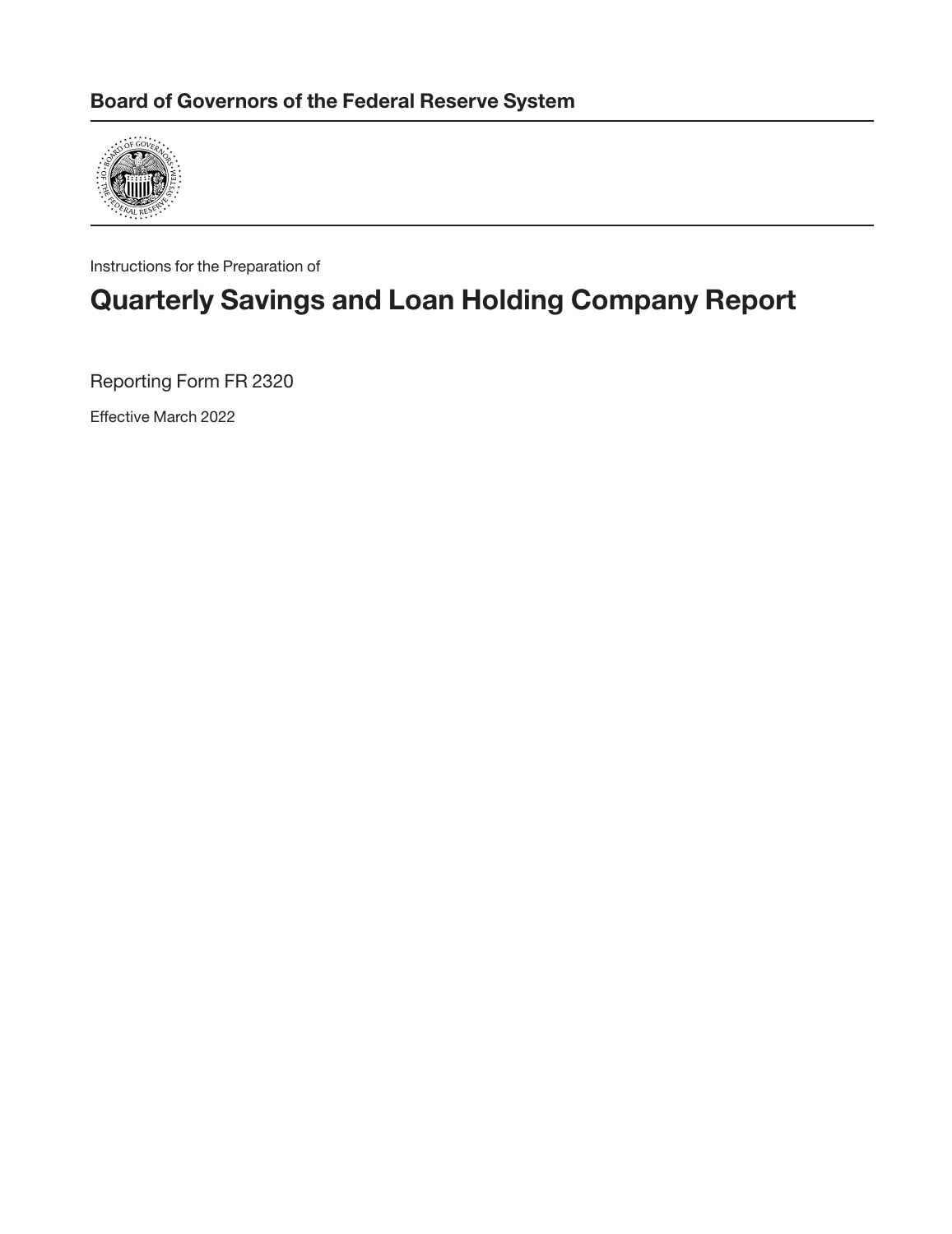**Board of Governors of the Federal Reserve System**

Instructions for the Preparation of

# Quarterly Savings and Loan Holding Company Report

Reporting Form FR 2320

Effective March 2022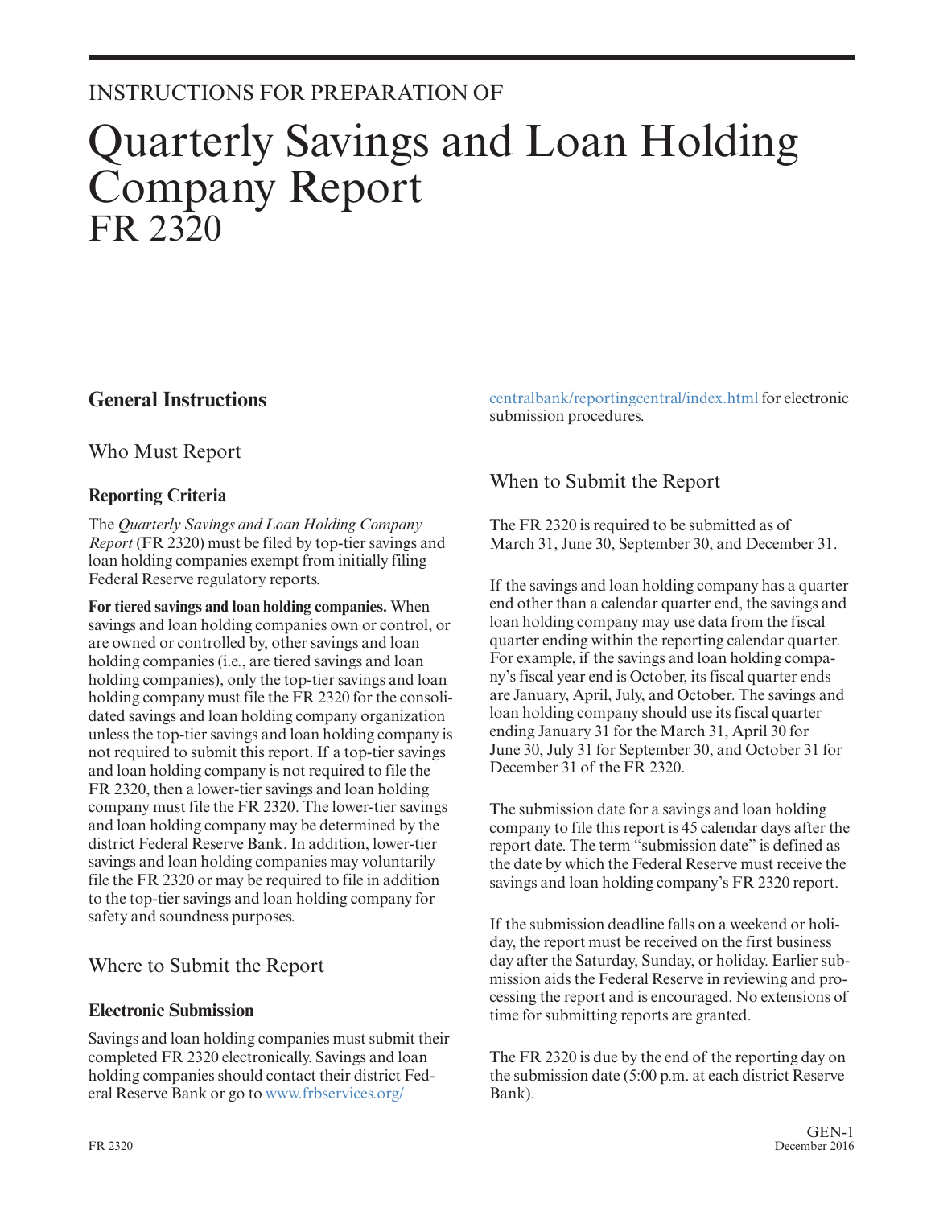INSTRUCTIONS FOR PREPARATION OF

# Quarterly Savings and Loan Holding Company Report
FR 2320

## General Instructions

### Who Must Report

#### Reporting Criteria

The *Quarterly Savings and Loan Holding Company Report* (FR 2320) must be filed by top-tier savings and loan holding companies exempt from initially filing Federal Reserve regulatory reports.

**For tiered savings and loan holding companies.** When savings and loan holding companies own or control, or are owned or controlled by, other savings and loan holding companies (i.e., are tiered savings and loan holding companies), only the top-tier savings and loan holding company must file the FR 2320 for the consolidated savings and loan holding company organization unless the top-tier savings and loan holding company is not required to submit this report. If a top-tier savings and loan holding company is not required to file the FR 2320, then a lower-tier savings and loan holding company must file the FR 2320. The lower-tier savings and loan holding company may be determined by the district Federal Reserve Bank. In addition, lower-tier savings and loan holding companies may voluntarily file the FR 2320 or may be required to file in addition to the top-tier savings and loan holding company for safety and soundness purposes.

### Where to Submit the Report

#### Electronic Submission

Savings and loan holding companies must submit their completed FR 2320 electronically. Savings and loan holding companies should contact their district Federal Reserve Bank or go to www.frbservices.org/centralbank/reportingcentral/index.html for electronic submission procedures.

### When to Submit the Report

The FR 2320 is required to be submitted as of March 31, June 30, September 30, and December 31.

If the savings and loan holding company has a quarter end other than a calendar quarter end, the savings and loan holding company may use data from the fiscal quarter ending within the reporting calendar quarter. For example, if the savings and loan holding company's fiscal year end is October, its fiscal quarter ends are January, April, July, and October. The savings and loan holding company should use its fiscal quarter ending January 31 for the March 31, April 30 for June 30, July 31 for September 30, and October 31 for December 31 of the FR 2320.

The submission date for a savings and loan holding company to file this report is 45 calendar days after the report date. The term "submission date" is defined as the date by which the Federal Reserve must receive the savings and loan holding company's FR 2320 report.

If the submission deadline falls on a weekend or holiday, the report must be received on the first business day after the Saturday, Sunday, or holiday. Earlier submission aids the Federal Reserve in reviewing and processing the report and is encouraged. No extensions of time for submitting reports are granted.

The FR 2320 is due by the end of the reporting day on the submission date (5:00 p.m. at each district Reserve Bank).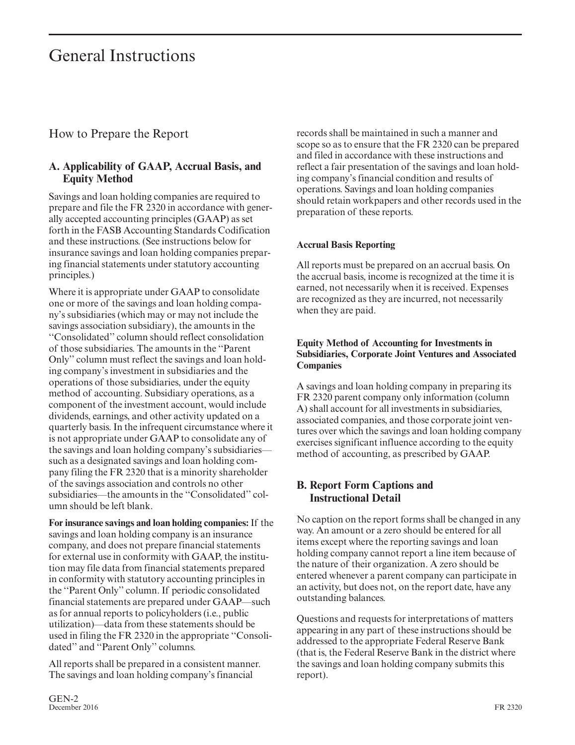# General Instructions

## How to Prepare the Report

### A. Applicability of GAAP, Accrual Basis, and Equity Method

Savings and loan holding companies are required to prepare and file the FR 2320 in accordance with generally accepted accounting principles (GAAP) as set forth in the FASB Accounting Standards Codification and these instructions. (See instructions below for insurance savings and loan holding companies preparing financial statements under statutory accounting principles.)

Where it is appropriate under GAAP to consolidate one or more of the savings and loan holding company's subsidiaries (which may or may not include the savings association subsidiary), the amounts in the ''Consolidated'' column should reflect consolidation of those subsidiaries. The amounts in the ''Parent Only'' column must reflect the savings and loan holding company's investment in subsidiaries and the operations of those subsidiaries, under the equity method of accounting. Subsidiary operations, as a component of the investment account, would include dividends, earnings, and other activity updated on a quarterly basis. In the infrequent circumstance where it is not appropriate under GAAP to consolidate any of the savings and loan holding company's subsidiaries—such as a designated savings and loan holding company filing the FR 2320 that is a minority shareholder of the savings association and controls no other subsidiaries—the amounts in the ''Consolidated'' column should be left blank.

**For insurance savings and loan holding companies:** If the savings and loan holding company is an insurance company, and does not prepare financial statements for external use in conformity with GAAP, the institution may file data from financial statements prepared in conformity with statutory accounting principles in the ''Parent Only'' column. If periodic consolidated financial statements are prepared under GAAP—such as for annual reports to policyholders (i.e., public utilization)—data from these statements should be used in filing the FR 2320 in the appropriate ''Consolidated'' and ''Parent Only'' columns.

All reports shall be prepared in a consistent manner. The savings and loan holding company's financial records shall be maintained in such a manner and scope so as to ensure that the FR 2320 can be prepared and filed in accordance with these instructions and reflect a fair presentation of the savings and loan holding company's financial condition and results of operations. Savings and loan holding companies should retain workpapers and other records used in the preparation of these reports.

#### Accrual Basis Reporting

All reports must be prepared on an accrual basis. On the accrual basis, income is recognized at the time it is earned, not necessarily when it is received. Expenses are recognized as they are incurred, not necessarily when they are paid.

#### Equity Method of Accounting for Investments in Subsidiaries, Corporate Joint Ventures and Associated Companies

A savings and loan holding company in preparing its FR 2320 parent company only information (column A) shall account for all investments in subsidiaries, associated companies, and those corporate joint ventures over which the savings and loan holding company exercises significant influence according to the equity method of accounting, as prescribed by GAAP.

### B. Report Form Captions and Instructional Detail

No caption on the report forms shall be changed in any way. An amount or a zero should be entered for all items except where the reporting savings and loan holding company cannot report a line item because of the nature of their organization. A zero should be entered whenever a parent company can participate in an activity, but does not, on the report date, have any outstanding balances.

Questions and requests for interpretations of matters appearing in any part of these instructions should be addressed to the appropriate Federal Reserve Bank (that is, the Federal Reserve Bank in the district where the savings and loan holding company submits this report).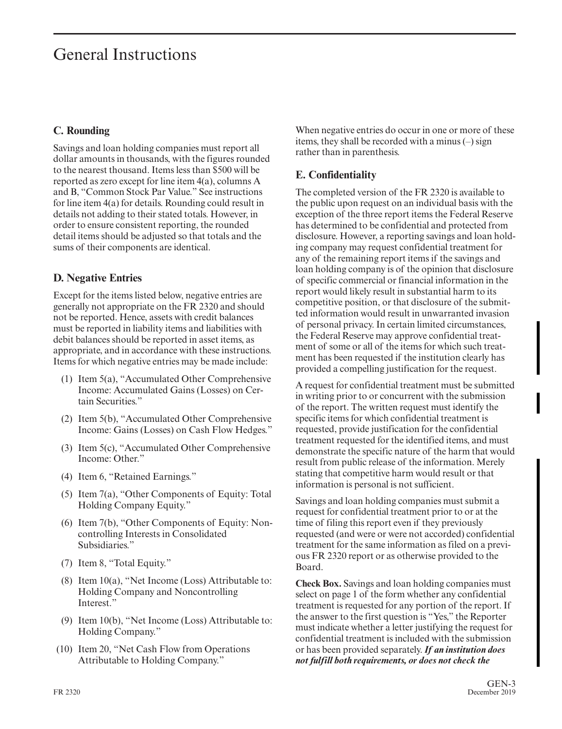# General Instructions

## C. Rounding

Savings and loan holding companies must report all dollar amounts in thousands, with the figures rounded to the nearest thousand. Items less than $500 will be reported as zero except for line item 4(a), columns A and B, "Common Stock Par Value." See instructions for line item 4(a) for details. Rounding could result in details not adding to their stated totals. However, in order to ensure consistent reporting, the rounded detail items should be adjusted so that totals and the sums of their components are identical.

## D. Negative Entries

Except for the items listed below, negative entries are generally not appropriate on the FR 2320 and should not be reported. Hence, assets with credit balances must be reported in liability items and liabilities with debit balances should be reported in asset items, as appropriate, and in accordance with these instructions. Items for which negative entries may be made include:

(1) Item 5(a), "Accumulated Other Comprehensive Income: Accumulated Gains (Losses) on Certain Securities."

(2) Item 5(b), "Accumulated Other Comprehensive Income: Gains (Losses) on Cash Flow Hedges."

(3) Item 5(c), "Accumulated Other Comprehensive Income: Other."

(4) Item 6, "Retained Earnings."

(5) Item 7(a), "Other Components of Equity: Total Holding Company Equity."

(6) Item 7(b), "Other Components of Equity: Noncontrolling Interests in Consolidated Subsidiaries."

(7) Item 8, "Total Equity."

(8) Item 10(a), "Net Income (Loss) Attributable to: Holding Company and Noncontrolling Interest."

(9) Item 10(b), "Net Income (Loss) Attributable to: Holding Company."

(10) Item 20, "Net Cash Flow from Operations Attributable to Holding Company."

When negative entries do occur in one or more of these items, they shall be recorded with a minus (–) sign rather than in parenthesis.

## E. Confidentiality

The completed version of the FR 2320 is available to the public upon request on an individual basis with the exception of the three report items the Federal Reserve has determined to be confidential and protected from disclosure. However, a reporting savings and loan holding company may request confidential treatment for any of the remaining report items if the savings and loan holding company is of the opinion that disclosure of specific commercial or financial information in the report would likely result in substantial harm to its competitive position, or that disclosure of the submitted information would result in unwarranted invasion of personal privacy. In certain limited circumstances, the Federal Reserve may approve confidential treatment of some or all of the items for which such treatment has been requested if the institution clearly has provided a compelling justification for the request.

A request for confidential treatment must be submitted in writing prior to or concurrent with the submission of the report. The written request must identify the specific items for which confidential treatment is requested, provide justification for the confidential treatment requested for the identified items, and must demonstrate the specific nature of the harm that would result from public release of the information. Merely stating that competitive harm would result or that information is personal is not sufficient.

Savings and loan holding companies must submit a request for confidential treatment prior to or at the time of filing this report even if they previously requested (and were or were not accorded) confidential treatment for the same information as filed on a previous FR 2320 report or as otherwise provided to the Board.

**Check Box.** Savings and loan holding companies must select on page 1 of the form whether any confidential treatment is requested for any portion of the report. If the answer to the first question is "Yes," the Reporter must indicate whether a letter justifying the request for confidential treatment is included with the submission or has been provided separately. ***If an institution does not fulfill both requirements, or does not check the***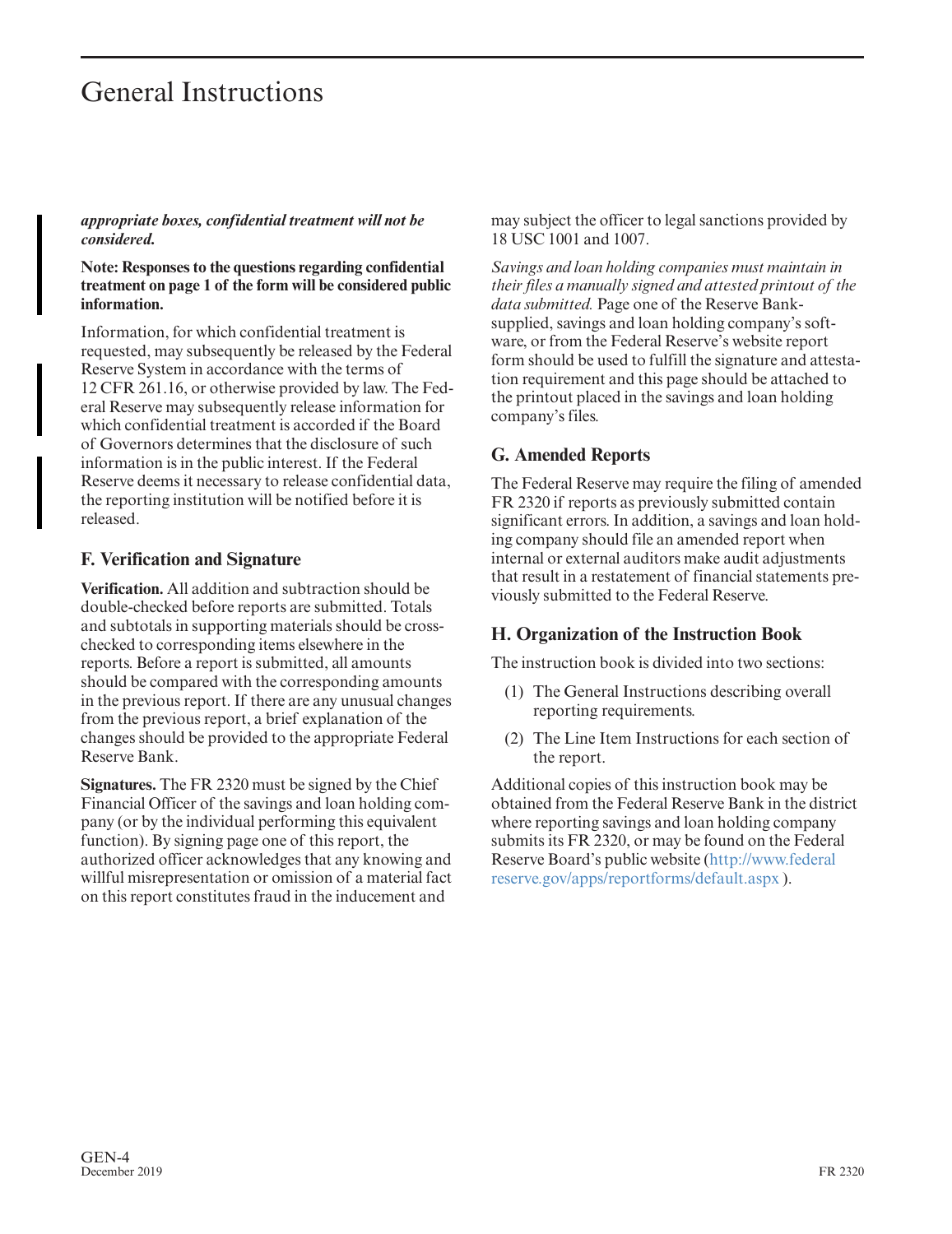# General Instructions

***appropriate boxes, confidential treatment will not be considered.***

**Note: Responses to the questions regarding confidential treatment on page 1 of the form will be considered public information.**

Information, for which confidential treatment is requested, may subsequently be released by the Federal Reserve System in accordance with the terms of 12 CFR 261.16, or otherwise provided by law. The Federal Reserve may subsequently release information for which confidential treatment is accorded if the Board of Governors determines that the disclosure of such information is in the public interest. If the Federal Reserve deems it necessary to release confidential data, the reporting institution will be notified before it is released.

## F. Verification and Signature

**Verification.** All addition and subtraction should be double-checked before reports are submitted. Totals and subtotals in supporting materials should be cross-checked to corresponding items elsewhere in the reports. Before a report is submitted, all amounts should be compared with the corresponding amounts in the previous report. If there are any unusual changes from the previous report, a brief explanation of the changes should be provided to the appropriate Federal Reserve Bank.

**Signatures.** The FR 2320 must be signed by the Chief Financial Officer of the savings and loan holding company (or by the individual performing this equivalent function). By signing page one of this report, the authorized officer acknowledges that any knowing and willful misrepresentation or omission of a material fact on this report constitutes fraud in the inducement and may subject the officer to legal sanctions provided by 18 USC 1001 and 1007.

*Savings and loan holding companies must maintain in their files a manually signed and attested printout of the data submitted.* Page one of the Reserve Bank-supplied, savings and loan holding company's software, or from the Federal Reserve's website report form should be used to fulfill the signature and attestation requirement and this page should be attached to the printout placed in the savings and loan holding company's files.

## G. Amended Reports

The Federal Reserve may require the filing of amended FR 2320 if reports as previously submitted contain significant errors. In addition, a savings and loan holding company should file an amended report when internal or external auditors make audit adjustments that result in a restatement of financial statements previously submitted to the Federal Reserve.

## H. Organization of the Instruction Book

The instruction book is divided into two sections:

(1) The General Instructions describing overall reporting requirements.

(2) The Line Item Instructions for each section of the report.

Additional copies of this instruction book may be obtained from the Federal Reserve Bank in the district where reporting savings and loan holding company submits its FR 2320, or may be found on the Federal Reserve Board's public website (http://www.federalreserve.gov/apps/reportforms/default.aspx ).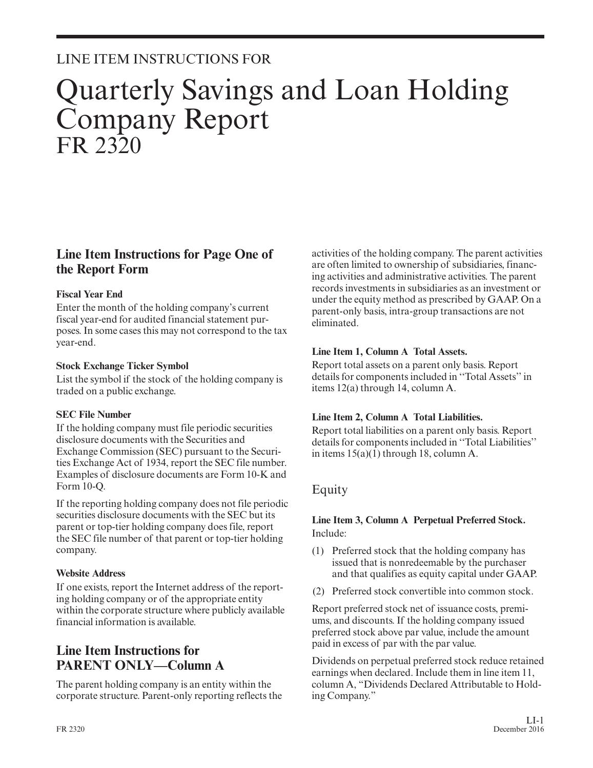LINE ITEM INSTRUCTIONS FOR

# Quarterly Savings and Loan Holding Company Report FR 2320

## Line Item Instructions for Page One of the Report Form

**Fiscal Year End**

Enter the month of the holding company's current fiscal year-end for audited financial statement purposes. In some cases this may not correspond to the tax year-end.

**Stock Exchange Ticker Symbol**

List the symbol if the stock of the holding company is traded on a public exchange.

**SEC File Number**

If the holding company must file periodic securities disclosure documents with the Securities and Exchange Commission (SEC) pursuant to the Securities Exchange Act of 1934, report the SEC file number. Examples of disclosure documents are Form 10-K and Form 10-Q.

If the reporting holding company does not file periodic securities disclosure documents with the SEC but its parent or top-tier holding company does file, report the SEC file number of that parent or top-tier holding company.

**Website Address**

If one exists, report the Internet address of the reporting holding company or of the appropriate entity within the corporate structure where publicly available financial information is available.

## Line Item Instructions for PARENT ONLY—Column A

The parent holding company is an entity within the corporate structure. Parent-only reporting reflects the activities of the holding company. The parent activities are often limited to ownership of subsidiaries, financing activities and administrative activities. The parent records investments in subsidiaries as an investment or under the equity method as prescribed by GAAP. On a parent-only basis, intra-group transactions are not eliminated.

**Line Item 1, Column A Total Assets.**

Report total assets on a parent only basis. Report details for components included in ''Total Assets'' in items 12(a) through 14, column A.

**Line Item 2, Column A Total Liabilities.**

Report total liabilities on a parent only basis. Report details for components included in ''Total Liabilities'' in items 15(a)(1) through 18, column A.

### Equity

**Line Item 3, Column A Perpetual Preferred Stock.**

Include:

(1) Preferred stock that the holding company has issued that is nonredeemable by the purchaser and that qualifies as equity capital under GAAP.

(2) Preferred stock convertible into common stock.

Report preferred stock net of issuance costs, premiums, and discounts. If the holding company issued preferred stock above par value, include the amount paid in excess of par with the par value.

Dividends on perpetual preferred stock reduce retained earnings when declared. Include them in line item 11, column A, "Dividends Declared Attributable to Holding Company."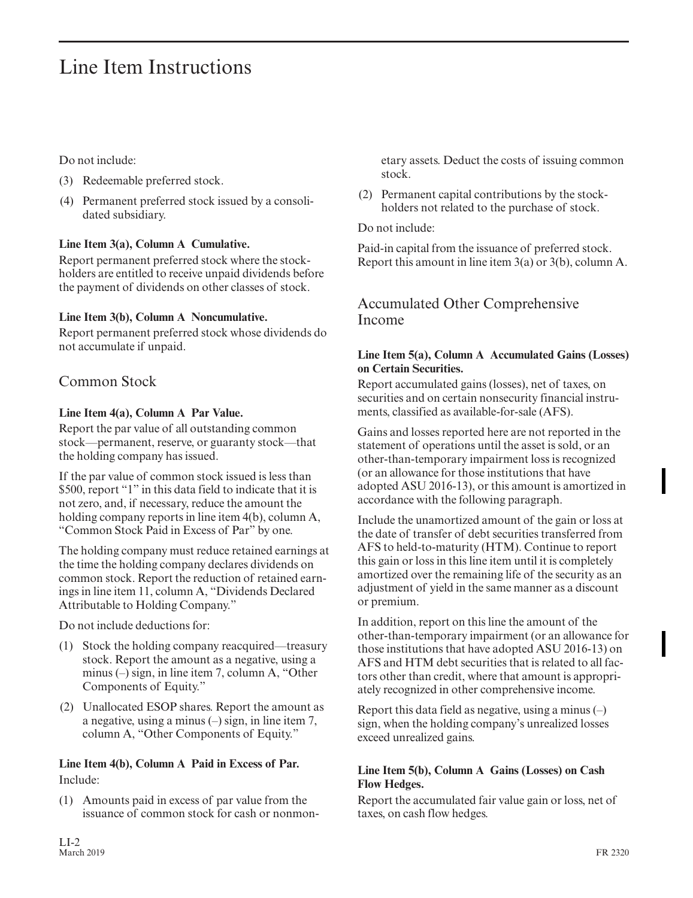# Line Item Instructions

Do not include:

(3) Redeemable preferred stock.

(4) Permanent preferred stock issued by a consolidated subsidiary.

**Line Item 3(a), Column A Cumulative.**

Report permanent preferred stock where the stockholders are entitled to receive unpaid dividends before the payment of dividends on other classes of stock.

**Line Item 3(b), Column A Noncumulative.**

Report permanent preferred stock whose dividends do not accumulate if unpaid.

## Common Stock

**Line Item 4(a), Column A Par Value.**

Report the par value of all outstanding common stock—permanent, reserve, or guaranty stock—that the holding company has issued.

If the par value of common stock issued is less than $500, report "1" in this data field to indicate that it is not zero, and, if necessary, reduce the amount the holding company reports in line item 4(b), column A, "Common Stock Paid in Excess of Par" by one.

The holding company must reduce retained earnings at the time the holding company declares dividends on common stock. Report the reduction of retained earnings in line item 11, column A, "Dividends Declared Attributable to Holding Company."

Do not include deductions for:

(1) Stock the holding company reacquired—treasury stock. Report the amount as a negative, using a minus (–) sign, in line item 7, column A, "Other Components of Equity."

(2) Unallocated ESOP shares. Report the amount as a negative, using a minus (–) sign, in line item 7, column A, "Other Components of Equity."

**Line Item 4(b), Column A Paid in Excess of Par.**

Include:

(1) Amounts paid in excess of par value from the issuance of common stock for cash or nonmonetary assets. Deduct the costs of issuing common stock.

(2) Permanent capital contributions by the stockholders not related to the purchase of stock.

Do not include:

Paid-in capital from the issuance of preferred stock. Report this amount in line item 3(a) or 3(b), column A.

## Accumulated Other Comprehensive Income

**Line Item 5(a), Column A Accumulated Gains (Losses) on Certain Securities.**

Report accumulated gains (losses), net of taxes, on securities and on certain nonsecurity financial instruments, classified as available-for-sale (AFS).

Gains and losses reported here are not reported in the statement of operations until the asset is sold, or an other-than-temporary impairment loss is recognized (or an allowance for those institutions that have adopted ASU 2016-13), or this amount is amortized in accordance with the following paragraph.

Include the unamortized amount of the gain or loss at the date of transfer of debt securities transferred from AFS to held-to-maturity (HTM). Continue to report this gain or loss in this line item until it is completely amortized over the remaining life of the security as an adjustment of yield in the same manner as a discount or premium.

In addition, report on this line the amount of the other-than-temporary impairment (or an allowance for those institutions that have adopted ASU 2016-13) on AFS and HTM debt securities that is related to all factors other than credit, where that amount is appropriately recognized in other comprehensive income.

Report this data field as negative, using a minus (–) sign, when the holding company's unrealized losses exceed unrealized gains.

**Line Item 5(b), Column A Gains (Losses) on Cash Flow Hedges.**

Report the accumulated fair value gain or loss, net of taxes, on cash flow hedges.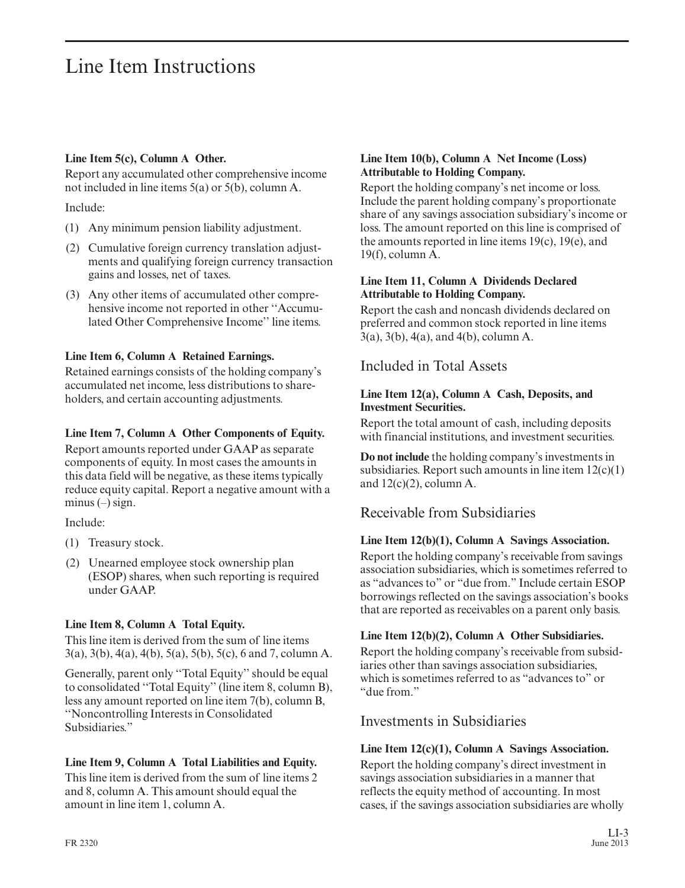# Line Item Instructions

**Line Item 5(c), Column A Other.**

Report any accumulated other comprehensive income not included in line items 5(a) or 5(b), column A.

Include:

(1) Any minimum pension liability adjustment.

(2) Cumulative foreign currency translation adjustments and qualifying foreign currency transaction gains and losses, net of taxes.

(3) Any other items of accumulated other comprehensive income not reported in other ''Accumulated Other Comprehensive Income'' line items.

**Line Item 6, Column A Retained Earnings.**

Retained earnings consists of the holding company's accumulated net income, less distributions to shareholders, and certain accounting adjustments.

**Line Item 7, Column A Other Components of Equity.**

Report amounts reported under GAAP as separate components of equity. In most cases the amounts in this data field will be negative, as these items typically reduce equity capital. Report a negative amount with a minus (–) sign.

Include:

(1) Treasury stock.

(2) Unearned employee stock ownership plan (ESOP) shares, when such reporting is required under GAAP.

**Line Item 8, Column A Total Equity.**

This line item is derived from the sum of line items 3(a), 3(b), 4(a), 4(b), 5(a), 5(b), 5(c), 6 and 7, column A.

Generally, parent only ''Total Equity'' should be equal to consolidated ''Total Equity'' (line item 8, column B), less any amount reported on line item 7(b), column B, ''Noncontrolling Interests in Consolidated Subsidiaries.''

**Line Item 9, Column A Total Liabilities and Equity.**

This line item is derived from the sum of line items 2 and 8, column A. This amount should equal the amount in line item 1, column A.

**Line Item 10(b), Column A Net Income (Loss) Attributable to Holding Company.**

Report the holding company's net income or loss. Include the parent holding company's proportionate share of any savings association subsidiary's income or loss. The amount reported on this line is comprised of the amounts reported in line items 19(c), 19(e), and 19(f), column A.

**Line Item 11, Column A Dividends Declared Attributable to Holding Company.**

Report the cash and noncash dividends declared on preferred and common stock reported in line items 3(a), 3(b), 4(a), and 4(b), column A.

## Included in Total Assets

**Line Item 12(a), Column A Cash, Deposits, and Investment Securities.**

Report the total amount of cash, including deposits with financial institutions, and investment securities.

**Do not include** the holding company's investments in subsidiaries. Report such amounts in line item 12(c)(1) and 12(c)(2), column A.

## Receivable from Subsidiaries

**Line Item 12(b)(1), Column A Savings Association.**

Report the holding company's receivable from savings association subsidiaries, which is sometimes referred to as "advances to" or "due from." Include certain ESOP borrowings reflected on the savings association's books that are reported as receivables on a parent only basis.

**Line Item 12(b)(2), Column A Other Subsidiaries.**

Report the holding company's receivable from subsidiaries other than savings association subsidiaries, which is sometimes referred to as "advances to" or "due from."

## Investments in Subsidiaries

**Line Item 12(c)(1), Column A Savings Association.**

Report the holding company's direct investment in savings association subsidiaries in a manner that reflects the equity method of accounting. In most cases, if the savings association subsidiaries are wholly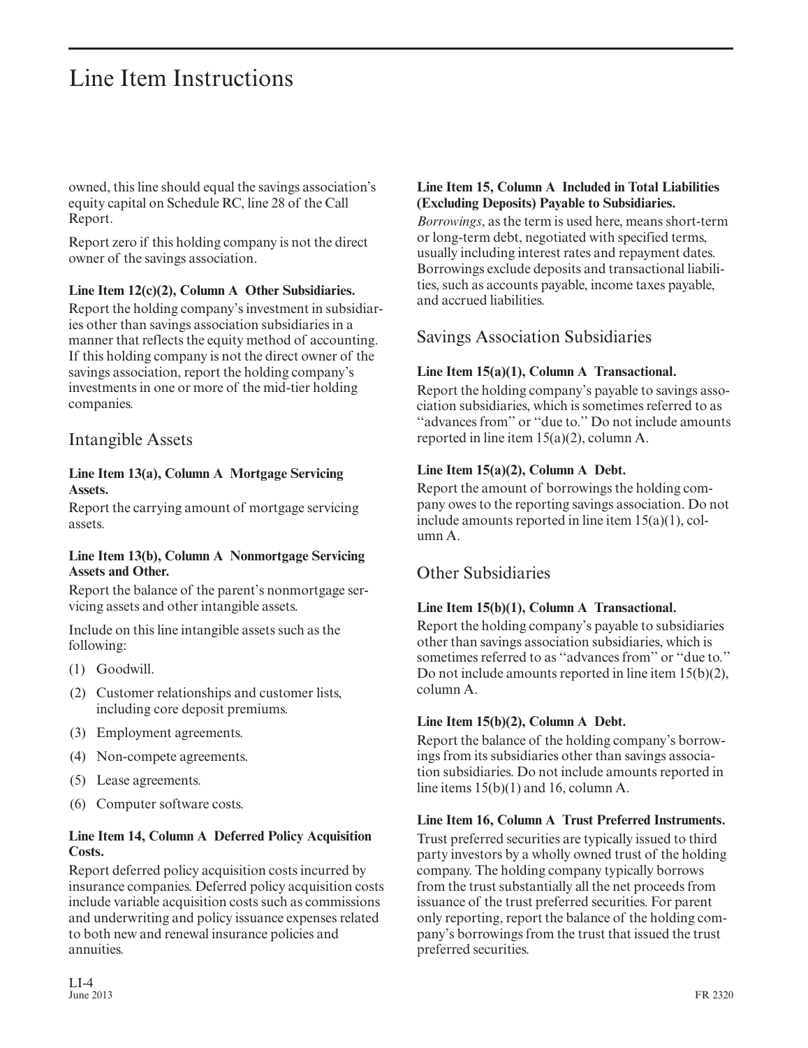owned, this line should equal the savings association's equity capital on Schedule RC, line 28 of the Call Report.

Report zero if this holding company is not the direct owner of the savings association.

**Line Item 12(c)(2), Column A Other Subsidiaries.**

Report the holding company's investment in subsidiaries other than savings association subsidiaries in a manner that reflects the equity method of accounting. If this holding company is not the direct owner of the savings association, report the holding company's investments in one or more of the mid-tier holding companies.

## Intangible Assets

**Line Item 13(a), Column A Mortgage Servicing Assets.**

Report the carrying amount of mortgage servicing assets.

**Line Item 13(b), Column A Nonmortgage Servicing Assets and Other.**

Report the balance of the parent's nonmortgage servicing assets and other intangible assets.

Include on this line intangible assets such as the following:

(1) Goodwill.

(2) Customer relationships and customer lists, including core deposit premiums.

(3) Employment agreements.

(4) Non-compete agreements.

(5) Lease agreements.

(6) Computer software costs.

**Line Item 14, Column A Deferred Policy Acquisition Costs.**

Report deferred policy acquisition costs incurred by insurance companies. Deferred policy acquisition costs include variable acquisition costs such as commissions and underwriting and policy issuance expenses related to both new and renewal insurance policies and annuities.

**Line Item 15, Column A Included in Total Liabilities (Excluding Deposits) Payable to Subsidiaries.**

*Borrowings*, as the term is used here, means short-term or long-term debt, negotiated with specified terms, usually including interest rates and repayment dates. Borrowings exclude deposits and transactional liabilities, such as accounts payable, income taxes payable, and accrued liabilities.

## Savings Association Subsidiaries

**Line Item 15(a)(1), Column A Transactional.**

Report the holding company's payable to savings association subsidiaries, which is sometimes referred to as "advances from" or "due to." Do not include amounts reported in line item 15(a)(2), column A.

**Line Item 15(a)(2), Column A Debt.**

Report the amount of borrowings the holding company owes to the reporting savings association. Do not include amounts reported in line item 15(a)(1), column A.

## Other Subsidiaries

**Line Item 15(b)(1), Column A Transactional.**

Report the holding company's payable to subsidiaries other than savings association subsidiaries, which is sometimes referred to as "advances from" or "due to." Do not include amounts reported in line item 15(b)(2), column A.

**Line Item 15(b)(2), Column A Debt.**

Report the balance of the holding company's borrowings from its subsidiaries other than savings association subsidiaries. Do not include amounts reported in line items 15(b)(1) and 16, column A.

**Line Item 16, Column A Trust Preferred Instruments.**

Trust preferred securities are typically issued to third party investors by a wholly owned trust of the holding company. The holding company typically borrows from the trust substantially all the net proceeds from issuance of the trust preferred securities. For parent only reporting, report the balance of the holding company's borrowings from the trust that issued the trust preferred securities.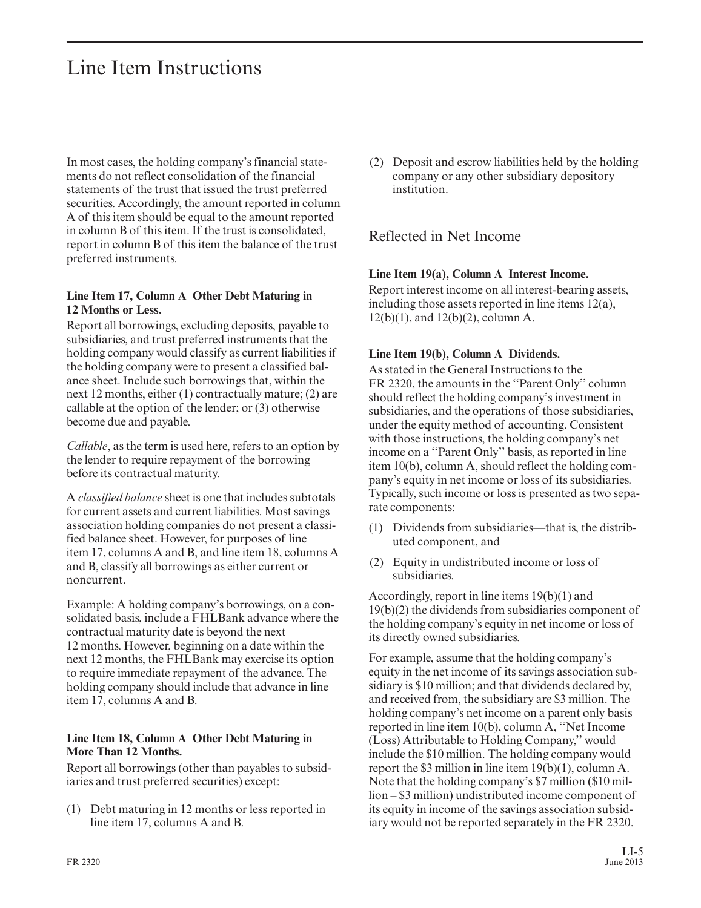# Line Item Instructions

In most cases, the holding company's financial statements do not reflect consolidation of the financial statements of the trust that issued the trust preferred securities. Accordingly, the amount reported in column A of this item should be equal to the amount reported in column B of this item. If the trust is consolidated, report in column B of this item the balance of the trust preferred instruments.

**Line Item 17, Column A Other Debt Maturing in 12 Months or Less.**

Report all borrowings, excluding deposits, payable to subsidiaries, and trust preferred instruments that the holding company would classify as current liabilities if the holding company were to present a classified balance sheet. Include such borrowings that, within the next 12 months, either (1) contractually mature; (2) are callable at the option of the lender; or (3) otherwise become due and payable.

*Callable*, as the term is used here, refers to an option by the lender to require repayment of the borrowing before its contractual maturity.

A *classified balance* sheet is one that includes subtotals for current assets and current liabilities. Most savings association holding companies do not present a classified balance sheet. However, for purposes of line item 17, columns A and B, and line item 18, columns A and B, classify all borrowings as either current or noncurrent.

Example: A holding company's borrowings, on a consolidated basis, include a FHLBank advance where the contractual maturity date is beyond the next 12 months. However, beginning on a date within the next 12 months, the FHLBank may exercise its option to require immediate repayment of the advance. The holding company should include that advance in line item 17, columns A and B.

**Line Item 18, Column A Other Debt Maturing in More Than 12 Months.**

Report all borrowings (other than payables to subsidiaries and trust preferred securities) except:

(1) Debt maturing in 12 months or less reported in line item 17, columns A and B.

(2) Deposit and escrow liabilities held by the holding company or any other subsidiary depository institution.

## Reflected in Net Income

**Line Item 19(a), Column A Interest Income.**

Report interest income on all interest-bearing assets, including those assets reported in line items 12(a), 12(b)(1), and 12(b)(2), column A.

**Line Item 19(b), Column A Dividends.**

As stated in the General Instructions to the FR 2320, the amounts in the "Parent Only" column should reflect the holding company's investment in subsidiaries, and the operations of those subsidiaries, under the equity method of accounting. Consistent with those instructions, the holding company's net income on a "Parent Only" basis, as reported in line item 10(b), column A, should reflect the holding company's equity in net income or loss of its subsidiaries. Typically, such income or loss is presented as two separate components:

(1) Dividends from subsidiaries—that is, the distributed component, and

(2) Equity in undistributed income or loss of subsidiaries.

Accordingly, report in line items 19(b)(1) and 19(b)(2) the dividends from subsidiaries component of the holding company's equity in net income or loss of its directly owned subsidiaries.

For example, assume that the holding company's equity in the net income of its savings association subsidiary is $10 million; and that dividends declared by, and received from, the subsidiary are $3 million. The holding company's net income on a parent only basis reported in line item 10(b), column A, "Net Income (Loss) Attributable to Holding Company," would include the $10 million. The holding company would report the $3 million in line item 19(b)(1), column A. Note that the holding company's $7 million ($10 million – $3 million) undistributed income component of its equity in income of the savings association subsidiary would not be reported separately in the FR 2320.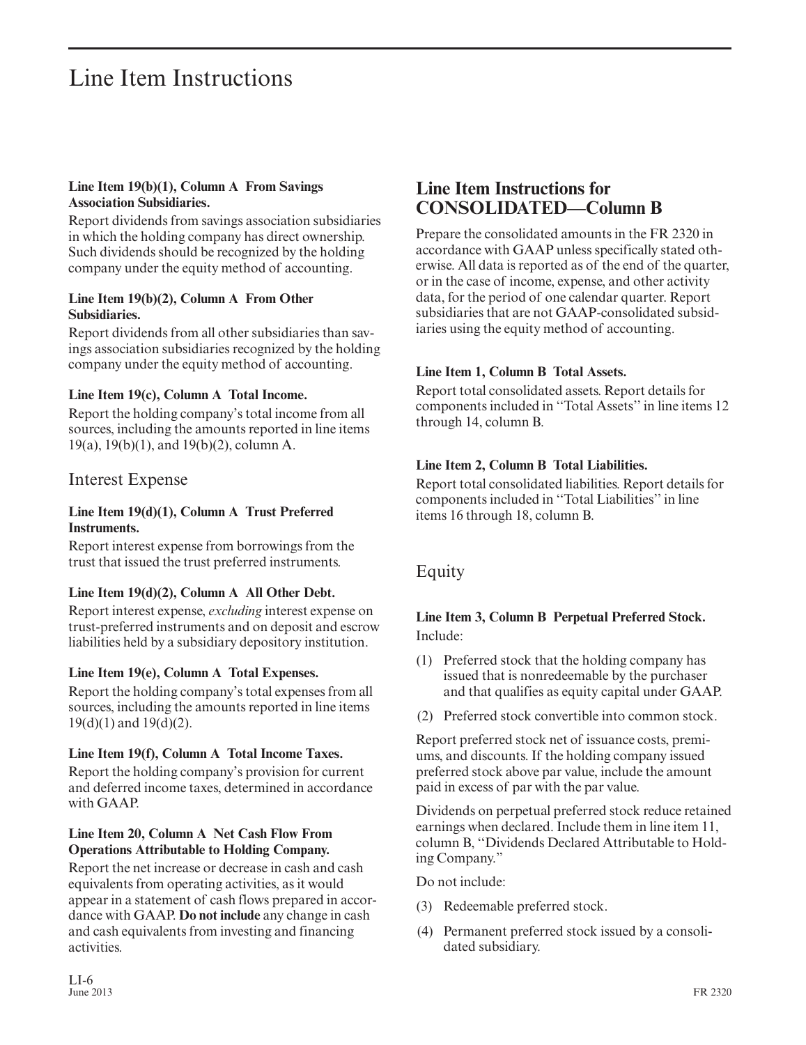# Line Item Instructions

**Line Item 19(b)(1), Column A From Savings Association Subsidiaries.**

Report dividends from savings association subsidiaries in which the holding company has direct ownership. Such dividends should be recognized by the holding company under the equity method of accounting.

**Line Item 19(b)(2), Column A From Other Subsidiaries.**

Report dividends from all other subsidiaries than savings association subsidiaries recognized by the holding company under the equity method of accounting.

**Line Item 19(c), Column A Total Income.**

Report the holding company's total income from all sources, including the amounts reported in line items 19(a), 19(b)(1), and 19(b)(2), column A.

### Interest Expense

**Line Item 19(d)(1), Column A Trust Preferred Instruments.**

Report interest expense from borrowings from the trust that issued the trust preferred instruments.

**Line Item 19(d)(2), Column A All Other Debt.**

Report interest expense, *excluding* interest expense on trust-preferred instruments and on deposit and escrow liabilities held by a subsidiary depository institution.

**Line Item 19(e), Column A Total Expenses.**

Report the holding company's total expenses from all sources, including the amounts reported in line items 19(d)(1) and 19(d)(2).

**Line Item 19(f), Column A Total Income Taxes.**

Report the holding company's provision for current and deferred income taxes, determined in accordance with GAAP.

**Line Item 20, Column A Net Cash Flow From Operations Attributable to Holding Company.**

Report the net increase or decrease in cash and cash equivalents from operating activities, as it would appear in a statement of cash flows prepared in accordance with GAAP. **Do not include** any change in cash and cash equivalents from investing and financing activities.

## Line Item Instructions for CONSOLIDATED—Column B

Prepare the consolidated amounts in the FR 2320 in accordance with GAAP unless specifically stated otherwise. All data is reported as of the end of the quarter, or in the case of income, expense, and other activity data, for the period of one calendar quarter. Report subsidiaries that are not GAAP-consolidated subsidiaries using the equity method of accounting.

**Line Item 1, Column B Total Assets.**

Report total consolidated assets. Report details for components included in "Total Assets" in line items 12 through 14, column B.

**Line Item 2, Column B Total Liabilities.**

Report total consolidated liabilities. Report details for components included in "Total Liabilities" in line items 16 through 18, column B.

### Equity

**Line Item 3, Column B Perpetual Preferred Stock.**

Include:

(1) Preferred stock that the holding company has issued that is nonredeemable by the purchaser and that qualifies as equity capital under GAAP.

(2) Preferred stock convertible into common stock.

Report preferred stock net of issuance costs, premiums, and discounts. If the holding company issued preferred stock above par value, include the amount paid in excess of par with the par value.

Dividends on perpetual preferred stock reduce retained earnings when declared. Include them in line item 11, column B, "Dividends Declared Attributable to Holding Company."

Do not include:

(3) Redeemable preferred stock.

(4) Permanent preferred stock issued by a consolidated subsidiary.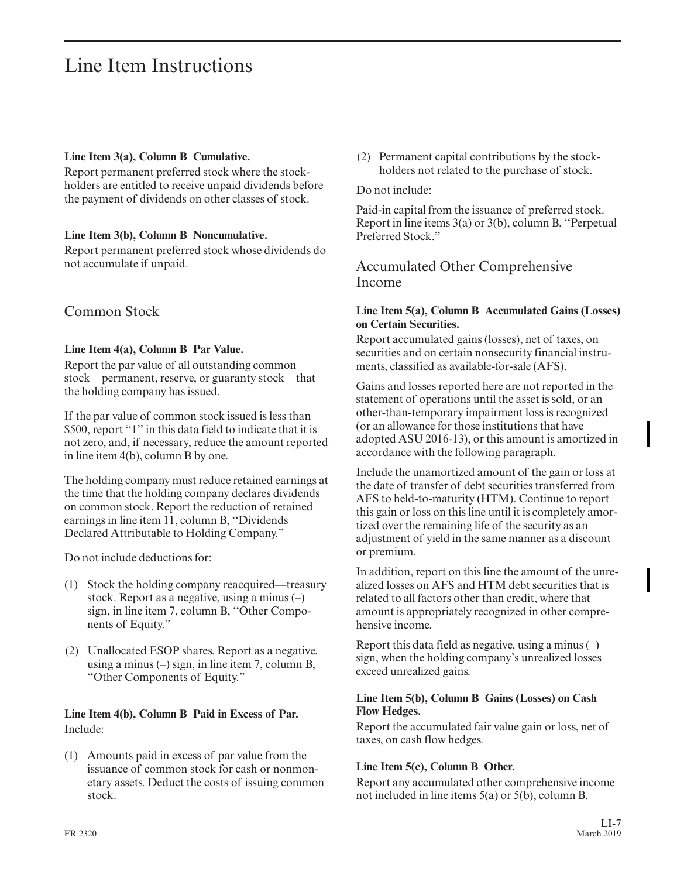# Line Item Instructions

**Line Item 3(a), Column B Cumulative.**

Report permanent preferred stock where the stockholders are entitled to receive unpaid dividends before the payment of dividends on other classes of stock.

**Line Item 3(b), Column B Noncumulative.**

Report permanent preferred stock whose dividends do not accumulate if unpaid.

## Common Stock

**Line Item 4(a), Column B Par Value.**

Report the par value of all outstanding common stock—permanent, reserve, or guaranty stock—that the holding company has issued.

If the par value of common stock issued is less than \$500, report "1" in this data field to indicate that it is not zero, and, if necessary, reduce the amount reported in line item 4(b), column B by one.

The holding company must reduce retained earnings at the time that the holding company declares dividends on common stock. Report the reduction of retained earnings in line item 11, column B, "Dividends Declared Attributable to Holding Company."

Do not include deductions for:

(1) Stock the holding company reacquired—treasury stock. Report as a negative, using a minus (–) sign, in line item 7, column B, "Other Components of Equity."

(2) Unallocated ESOP shares. Report as a negative, using a minus (–) sign, in line item 7, column B, "Other Components of Equity."

**Line Item 4(b), Column B Paid in Excess of Par.**

Include:

(1) Amounts paid in excess of par value from the issuance of common stock for cash or nonmonetary assets. Deduct the costs of issuing common stock.

(2) Permanent capital contributions by the stockholders not related to the purchase of stock.

Do not include:

Paid-in capital from the issuance of preferred stock. Report in line items 3(a) or 3(b), column B, "Perpetual Preferred Stock."

## Accumulated Other Comprehensive Income

**Line Item 5(a), Column B Accumulated Gains (Losses) on Certain Securities.**

Report accumulated gains (losses), net of taxes, on securities and on certain nonsecurity financial instruments, classified as available-for-sale (AFS).

Gains and losses reported here are not reported in the statement of operations until the asset is sold, or an other-than-temporary impairment loss is recognized (or an allowance for those institutions that have adopted ASU 2016-13), or this amount is amortized in accordance with the following paragraph.

Include the unamortized amount of the gain or loss at the date of transfer of debt securities transferred from AFS to held-to-maturity (HTM). Continue to report this gain or loss on this line until it is completely amortized over the remaining life of the security as an adjustment of yield in the same manner as a discount or premium.

In addition, report on this line the amount of the unrealized losses on AFS and HTM debt securities that is related to all factors other than credit, where that amount is appropriately recognized in other comprehensive income.

Report this data field as negative, using a minus (–) sign, when the holding company's unrealized losses exceed unrealized gains.

**Line Item 5(b), Column B Gains (Losses) on Cash Flow Hedges.**

Report the accumulated fair value gain or loss, net of taxes, on cash flow hedges.

**Line Item 5(c), Column B Other.**

Report any accumulated other comprehensive income not included in line items 5(a) or 5(b), column B.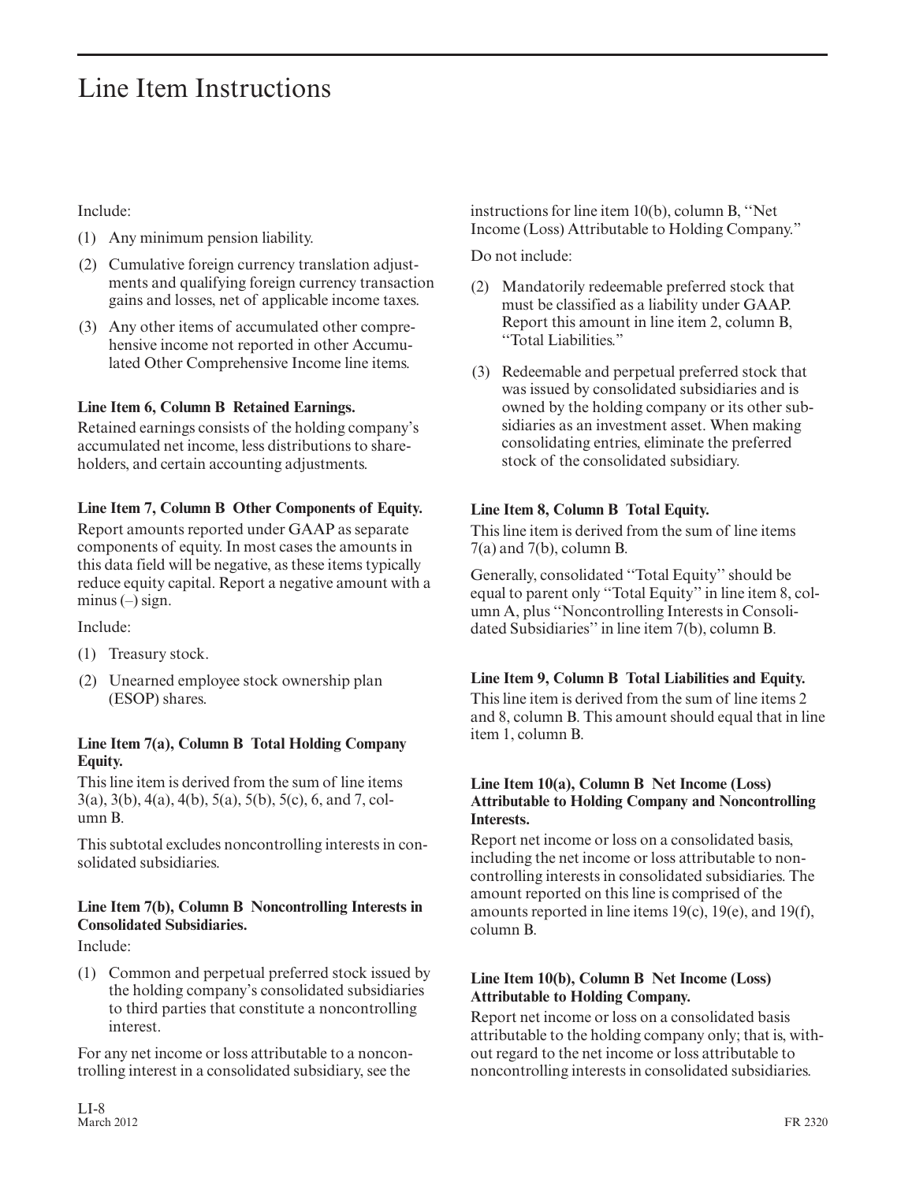# Line Item Instructions

Include:

(1) Any minimum pension liability.

(2) Cumulative foreign currency translation adjustments and qualifying foreign currency transaction gains and losses, net of applicable income taxes.

(3) Any other items of accumulated other comprehensive income not reported in other Accumulated Other Comprehensive Income line items.

**Line Item 6, Column B Retained Earnings.**

Retained earnings consists of the holding company's accumulated net income, less distributions to shareholders, and certain accounting adjustments.

**Line Item 7, Column B Other Components of Equity.**

Report amounts reported under GAAP as separate components of equity. In most cases the amounts in this data field will be negative, as these items typically reduce equity capital. Report a negative amount with a minus (–) sign.

Include:

(1) Treasury stock.

(2) Unearned employee stock ownership plan (ESOP) shares.

**Line Item 7(a), Column B Total Holding Company Equity.**

This line item is derived from the sum of line items 3(a), 3(b), 4(a), 4(b), 5(a), 5(b), 5(c), 6, and 7, column B.

This subtotal excludes noncontrolling interests in consolidated subsidiaries.

**Line Item 7(b), Column B Noncontrolling Interests in Consolidated Subsidiaries.**

Include:

(1) Common and perpetual preferred stock issued by the holding company's consolidated subsidiaries to third parties that constitute a noncontrolling interest.

For any net income or loss attributable to a noncontrolling interest in a consolidated subsidiary, see the instructions for line item 10(b), column B, ''Net Income (Loss) Attributable to Holding Company.''

Do not include:

(2) Mandatorily redeemable preferred stock that must be classified as a liability under GAAP. Report this amount in line item 2, column B, ''Total Liabilities.''

(3) Redeemable and perpetual preferred stock that was issued by consolidated subsidiaries and is owned by the holding company or its other subsidiaries as an investment asset. When making consolidating entries, eliminate the preferred stock of the consolidated subsidiary.

**Line Item 8, Column B Total Equity.**

This line item is derived from the sum of line items 7(a) and 7(b), column B.

Generally, consolidated ''Total Equity'' should be equal to parent only ''Total Equity'' in line item 8, column A, plus ''Noncontrolling Interests in Consolidated Subsidiaries'' in line item 7(b), column B.

**Line Item 9, Column B Total Liabilities and Equity.**

This line item is derived from the sum of line items 2 and 8, column B. This amount should equal that in line item 1, column B.

**Line Item 10(a), Column B Net Income (Loss) Attributable to Holding Company and Noncontrolling Interests.**

Report net income or loss on a consolidated basis, including the net income or loss attributable to noncontrolling interests in consolidated subsidiaries. The amount reported on this line is comprised of the amounts reported in line items 19(c), 19(e), and 19(f), column B.

**Line Item 10(b), Column B Net Income (Loss) Attributable to Holding Company.**

Report net income or loss on a consolidated basis attributable to the holding company only; that is, without regard to the net income or loss attributable to noncontrolling interests in consolidated subsidiaries.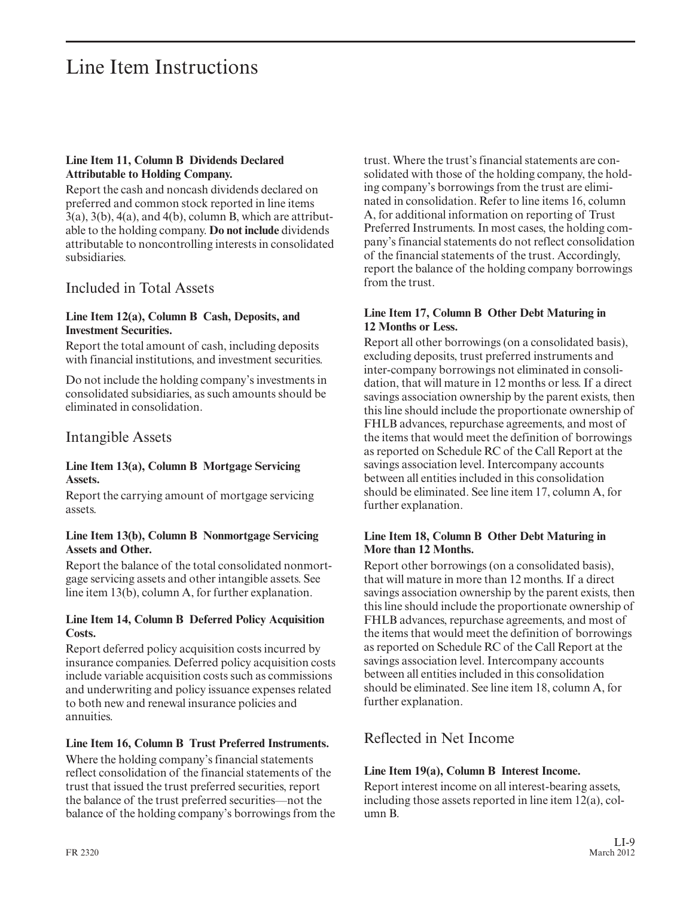# Line Item Instructions

**Line Item 11, Column B Dividends Declared Attributable to Holding Company.**

Report the cash and noncash dividends declared on preferred and common stock reported in line items 3(a), 3(b), 4(a), and 4(b), column B, which are attributable to the holding company. **Do not include** dividends attributable to noncontrolling interests in consolidated subsidiaries.

## Included in Total Assets

**Line Item 12(a), Column B Cash, Deposits, and Investment Securities.**

Report the total amount of cash, including deposits with financial institutions, and investment securities.

Do not include the holding company's investments in consolidated subsidiaries, as such amounts should be eliminated in consolidation.

## Intangible Assets

**Line Item 13(a), Column B Mortgage Servicing Assets.**

Report the carrying amount of mortgage servicing assets.

**Line Item 13(b), Column B Nonmortgage Servicing Assets and Other.**

Report the balance of the total consolidated nonmortgage servicing assets and other intangible assets. See line item 13(b), column A, for further explanation.

**Line Item 14, Column B Deferred Policy Acquisition Costs.**

Report deferred policy acquisition costs incurred by insurance companies. Deferred policy acquisition costs include variable acquisition costs such as commissions and underwriting and policy issuance expenses related to both new and renewal insurance policies and annuities.

**Line Item 16, Column B Trust Preferred Instruments.**

Where the holding company's financial statements reflect consolidation of the financial statements of the trust that issued the trust preferred securities, report the balance of the trust preferred securities—not the balance of the holding company's borrowings from the trust. Where the trust's financial statements are consolidated with those of the holding company, the holding company's borrowings from the trust are eliminated in consolidation. Refer to line items 16, column A, for additional information on reporting of Trust Preferred Instruments. In most cases, the holding company's financial statements do not reflect consolidation of the financial statements of the trust. Accordingly, report the balance of the holding company borrowings from the trust.

**Line Item 17, Column B Other Debt Maturing in 12 Months or Less.**

Report all other borrowings (on a consolidated basis), excluding deposits, trust preferred instruments and inter-company borrowings not eliminated in consolidation, that will mature in 12 months or less. If a direct savings association ownership by the parent exists, then this line should include the proportionate ownership of FHLB advances, repurchase agreements, and most of the items that would meet the definition of borrowings as reported on Schedule RC of the Call Report at the savings association level. Intercompany accounts between all entities included in this consolidation should be eliminated. See line item 17, column A, for further explanation.

**Line Item 18, Column B Other Debt Maturing in More than 12 Months.**

Report other borrowings (on a consolidated basis), that will mature in more than 12 months. If a direct savings association ownership by the parent exists, then this line should include the proportionate ownership of FHLB advances, repurchase agreements, and most of the items that would meet the definition of borrowings as reported on Schedule RC of the Call Report at the savings association level. Intercompany accounts between all entities included in this consolidation should be eliminated. See line item 18, column A, for further explanation.

## Reflected in Net Income

**Line Item 19(a), Column B Interest Income.**

Report interest income on all interest-bearing assets, including those assets reported in line item 12(a), column B.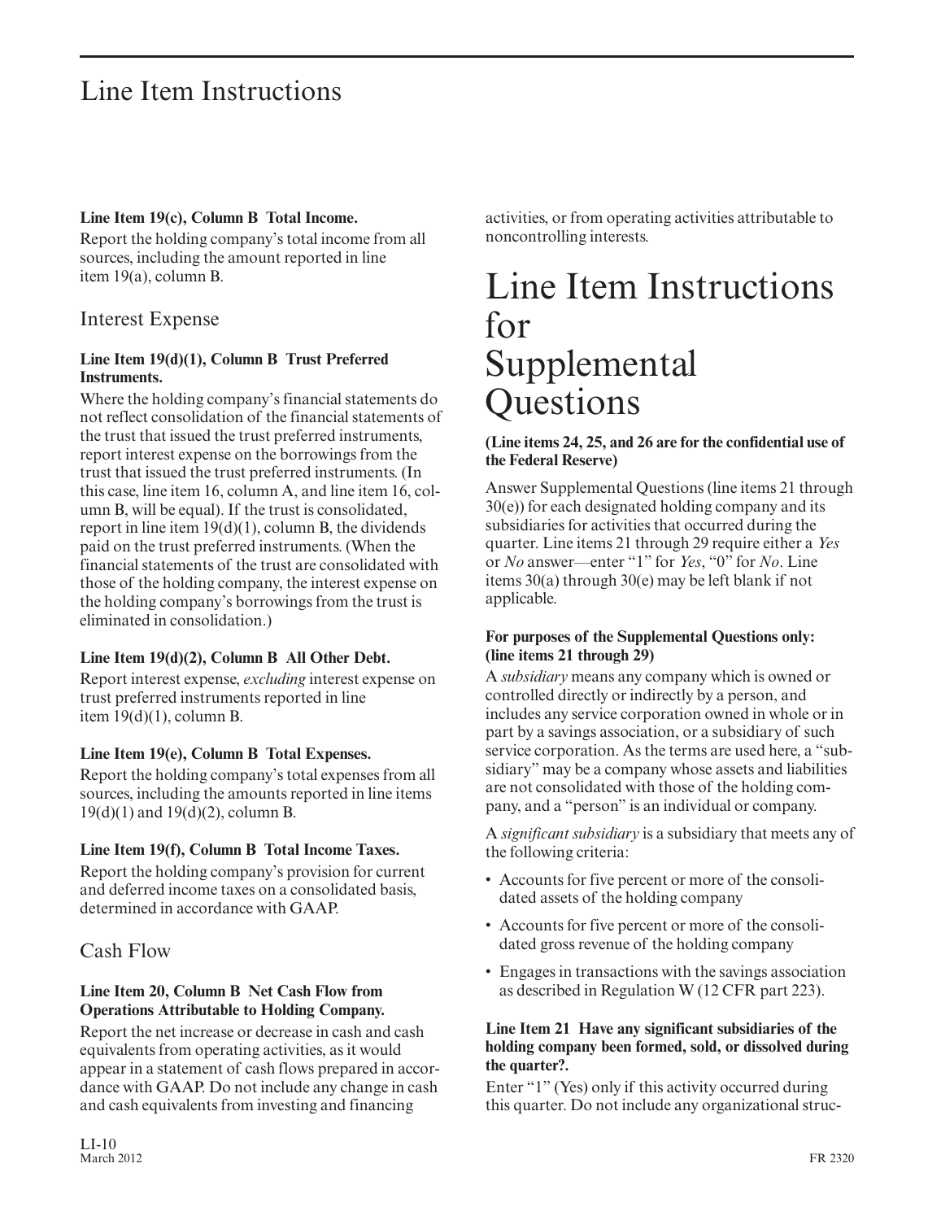#### Line Item 19(c), Column B Total Income.

Report the holding company's total income from all sources, including the amount reported in line item 19(a), column B.

### Interest Expense

#### Line Item 19(d)(1), Column B Trust Preferred Instruments.

Where the holding company's financial statements do not reflect consolidation of the financial statements of the trust that issued the trust preferred instruments, report interest expense on the borrowings from the trust that issued the trust preferred instruments. (In this case, line item 16, column A, and line item 16, column B, will be equal). If the trust is consolidated, report in line item 19(d)(1), column B, the dividends paid on the trust preferred instruments. (When the financial statements of the trust are consolidated with those of the holding company, the interest expense on the holding company's borrowings from the trust is eliminated in consolidation.)

#### Line Item 19(d)(2), Column B All Other Debt.

Report interest expense, *excluding* interest expense on trust preferred instruments reported in line item 19(d)(1), column B.

#### Line Item 19(e), Column B Total Expenses.

Report the holding company's total expenses from all sources, including the amounts reported in line items 19(d)(1) and 19(d)(2), column B.

#### Line Item 19(f), Column B Total Income Taxes.

Report the holding company's provision for current and deferred income taxes on a consolidated basis, determined in accordance with GAAP.

### Cash Flow

#### Line Item 20, Column B Net Cash Flow from Operations Attributable to Holding Company.

Report the net increase or decrease in cash and cash equivalents from operating activities, as it would appear in a statement of cash flows prepared in accordance with GAAP. Do not include any change in cash and cash equivalents from investing and financing activities, or from operating activities attributable to noncontrolling interests.

# Line Item Instructions for Supplemental Questions

**(Line items 24, 25, and 26 are for the confidential use of the Federal Reserve)**

Answer Supplemental Questions (line items 21 through 30(e)) for each designated holding company and its subsidiaries for activities that occurred during the quarter. Line items 21 through 29 require either a *Yes* or *No* answer—enter "1" for *Yes*, "0" for *No*. Line items 30(a) through 30(e) may be left blank if not applicable.

**For purposes of the Supplemental Questions only: (line items 21 through 29)**

A *subsidiary* means any company which is owned or controlled directly or indirectly by a person, and includes any service corporation owned in whole or in part by a savings association, or a subsidiary of such service corporation. As the terms are used here, a "subsidiary" may be a company whose assets and liabilities are not consolidated with those of the holding company, and a "person" is an individual or company.

A *significant subsidiary* is a subsidiary that meets any of the following criteria:

- Accounts for five percent or more of the consolidated assets of the holding company
- Accounts for five percent or more of the consolidated gross revenue of the holding company
- Engages in transactions with the savings association as described in Regulation W (12 CFR part 223).

#### Line Item 21 Have any significant subsidiaries of the holding company been formed, sold, or dissolved during the quarter?.

Enter "1" (Yes) only if this activity occurred during this quarter. Do not include any organizational struc-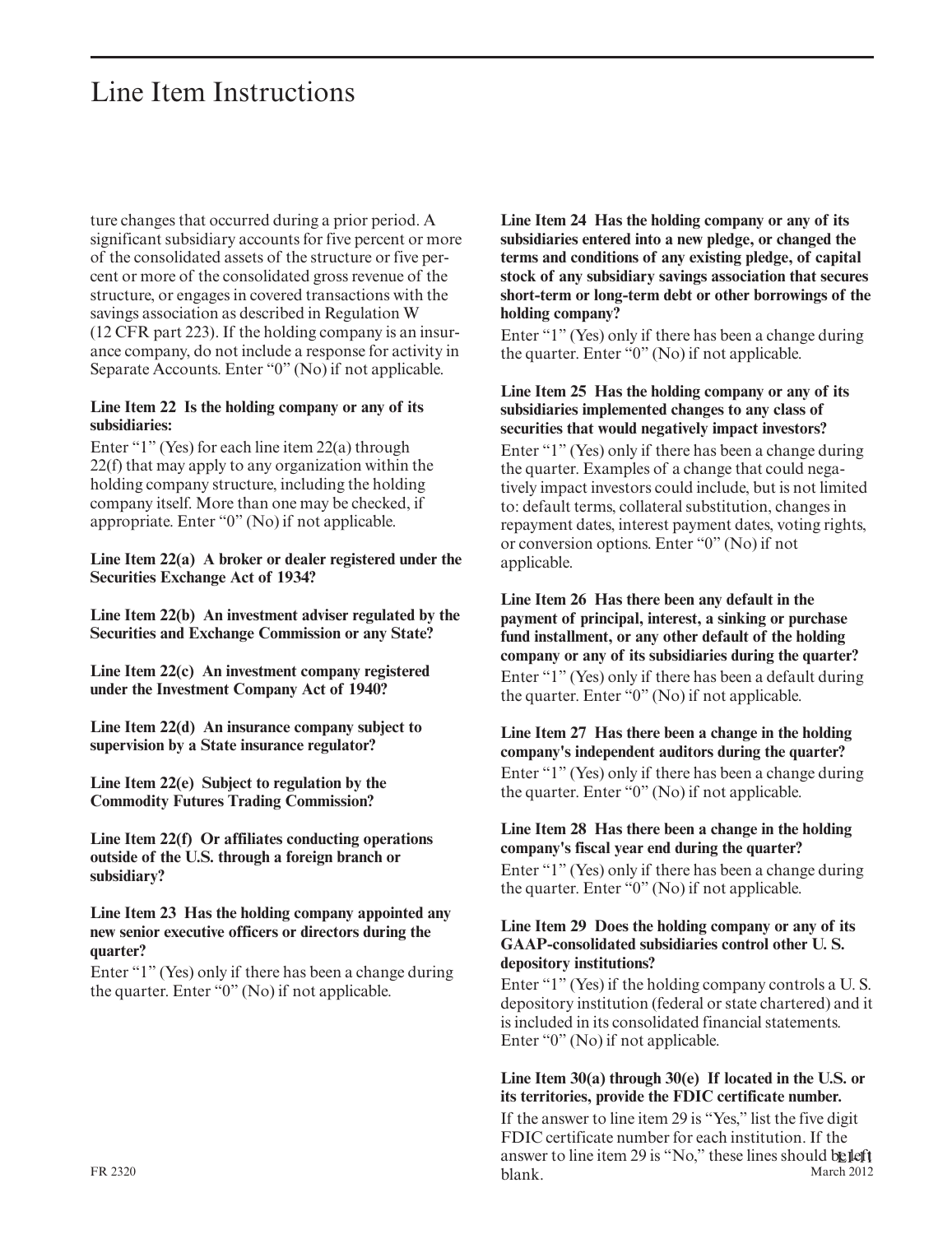# Line Item Instructions

ture changes that occurred during a prior period. A significant subsidiary accounts for five percent or more of the consolidated assets of the structure or five percent or more of the consolidated gross revenue of the structure, or engages in covered transactions with the savings association as described in Regulation W (12 CFR part 223). If the holding company is an insurance company, do not include a response for activity in Separate Accounts. Enter "0" (No) if not applicable.

**Line Item 22 Is the holding company or any of its subsidiaries:**

Enter "1" (Yes) for each line item 22(a) through 22(f) that may apply to any organization within the holding company structure, including the holding company itself. More than one may be checked, if appropriate. Enter "0" (No) if not applicable.

**Line Item 22(a) A broker or dealer registered under the Securities Exchange Act of 1934?**

**Line Item 22(b) An investment adviser regulated by the Securities and Exchange Commission or any State?**

**Line Item 22(c) An investment company registered under the Investment Company Act of 1940?**

**Line Item 22(d) An insurance company subject to supervision by a State insurance regulator?**

**Line Item 22(e) Subject to regulation by the Commodity Futures Trading Commission?**

**Line Item 22(f) Or affiliates conducting operations outside of the U.S. through a foreign branch or subsidiary?**

**Line Item 23 Has the holding company appointed any new senior executive officers or directors during the quarter?**

Enter "1" (Yes) only if there has been a change during the quarter. Enter "0" (No) if not applicable.

**Line Item 24 Has the holding company or any of its subsidiaries entered into a new pledge, or changed the terms and conditions of any existing pledge, of capital stock of any subsidiary savings association that secures short-term or long-term debt or other borrowings of the holding company?**

Enter "1" (Yes) only if there has been a change during the quarter. Enter "0" (No) if not applicable.

**Line Item 25 Has the holding company or any of its subsidiaries implemented changes to any class of securities that would negatively impact investors?**

Enter "1" (Yes) only if there has been a change during the quarter. Examples of a change that could negatively impact investors could include, but is not limited to: default terms, collateral substitution, changes in repayment dates, interest payment dates, voting rights, or conversion options. Enter "0" (No) if not applicable.

**Line Item 26 Has there been any default in the payment of principal, interest, a sinking or purchase fund installment, or any other default of the holding company or any of its subsidiaries during the quarter?**

Enter "1" (Yes) only if there has been a default during the quarter. Enter "0" (No) if not applicable.

**Line Item 27 Has there been a change in the holding company's independent auditors during the quarter?**

Enter "1" (Yes) only if there has been a change during the quarter. Enter "0" (No) if not applicable.

**Line Item 28 Has there been a change in the holding company's fiscal year end during the quarter?**

Enter "1" (Yes) only if there has been a change during the quarter. Enter "0" (No) if not applicable.

**Line Item 29 Does the holding company or any of its GAAP-consolidated subsidiaries control other U. S. depository institutions?**

Enter "1" (Yes) if the holding company controls a U. S. depository institution (federal or state chartered) and it is included in its consolidated financial statements. Enter "0" (No) if not applicable.

**Line Item 30(a) through 30(e) If located in the U.S. or its territories, provide the FDIC certificate number.**

If the answer to line item 29 is "Yes," list the five digit FDIC certificate number for each institution. If the answer to line item 29 is "No," these lines should be left blank.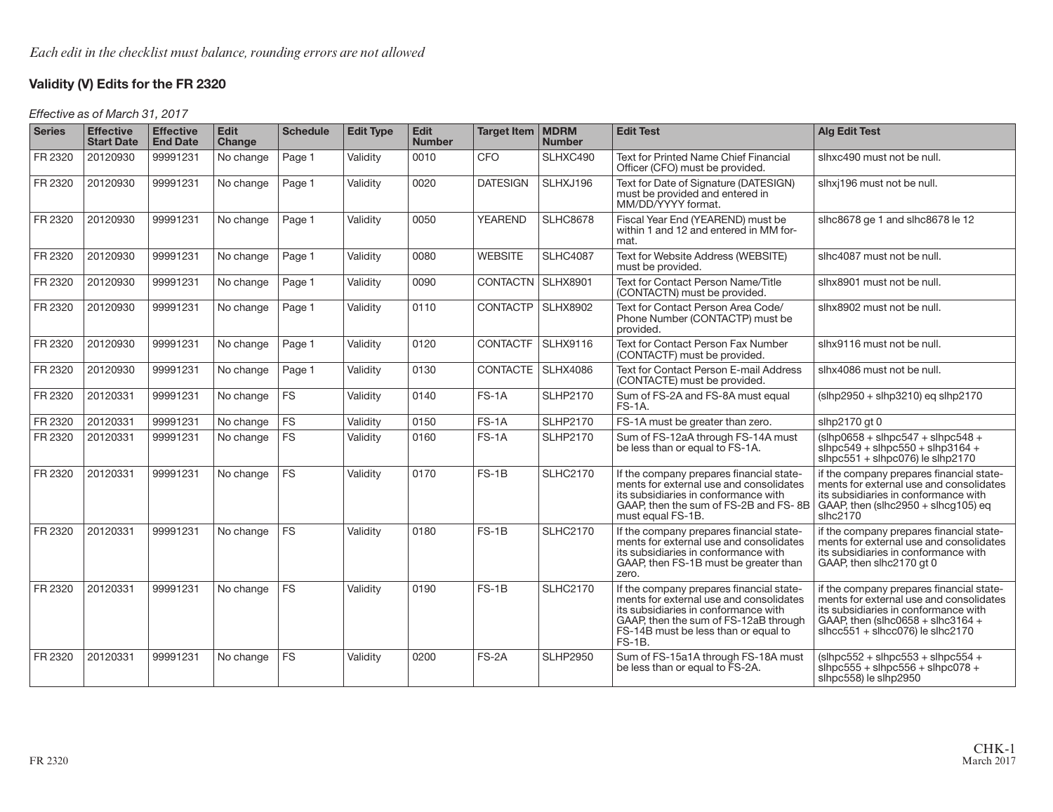*Each edit in the checklist must balance, rounding errors are not allowed*

## Validity (V) Edits for the FR 2320

*Effective as of March 31, 2017*

| Series | Effective Start Date | Effective End Date | Edit Change | Schedule | Edit Type | Edit Number | Target Item | MDRM Number | Edit Test | Alg Edit Test |
|---|---|---|---|---|---|---|---|---|---|---|
| FR 2320 | 20120930 | 99991231 | No change | Page 1 | Validity | 0010 | CFO | SLHXC490 | Text for Printed Name Chief Financial Officer (CFO) must be provided. | slhxc490 must not be null. |
| FR 2320 | 20120930 | 99991231 | No change | Page 1 | Validity | 0020 | DATESIGN | SLHXJ196 | Text for Date of Signature (DATESIGN) must be provided and entered in MM/DD/YYYY format. | slhxj196 must not be null. |
| FR 2320 | 20120930 | 99991231 | No change | Page 1 | Validity | 0050 | YEAREND | SLHC8678 | Fiscal Year End (YEAREND) must be within 1 and 12 and entered in MM format. | slhc8678 ge 1 and slhc8678 le 12 |
| FR 2320 | 20120930 | 99991231 | No change | Page 1 | Validity | 0080 | WEBSITE | SLHC4087 | Text for Website Address (WEBSITE) must be provided. | slhc4087 must not be null. |
| FR 2320 | 20120930 | 99991231 | No change | Page 1 | Validity | 0090 | CONTACTN | SLHX8901 | Text for Contact Person Name/Title (CONTACTN) must be provided. | slhx8901 must not be null. |
| FR 2320 | 20120930 | 99991231 | No change | Page 1 | Validity | 0110 | CONTACTP | SLHX8902 | Text for Contact Person Area Code/ Phone Number (CONTACTP) must be provided. | slhx8902 must not be null. |
| FR 2320 | 20120930 | 99991231 | No change | Page 1 | Validity | 0120 | CONTACTF | SLHX9116 | Text for Contact Person Fax Number (CONTACTF) must be provided. | slhx9116 must not be null. |
| FR 2320 | 20120930 | 99991231 | No change | Page 1 | Validity | 0130 | CONTACTE | SLHX4086 | Text for Contact Person E-mail Address (CONTACTE) must be provided. | slhx4086 must not be null. |
| FR 2320 | 20120331 | 99991231 | No change | FS | Validity | 0140 | FS-1A | SLHP2170 | Sum of FS-2A and FS-8A must equal FS-1A. | (slhp2950 + slhp3210) eq slhp2170 |
| FR 2320 | 20120331 | 99991231 | No change | FS | Validity | 0150 | FS-1A | SLHP2170 | FS-1A must be greater than zero. | slhp2170 gt 0 |
| FR 2320 | 20120331 | 99991231 | No change | FS | Validity | 0160 | FS-1A | SLHP2170 | Sum of FS-12aA through FS-14A must be less than or equal to FS-1A. | (slhp0658 + slhpc547 + slhpc548 + slhpc549 + slhpc550 + slhp3164 + slhpc551 + slhpc076) le slhp2170 |
| FR 2320 | 20120331 | 99991231 | No change | FS | Validity | 0170 | FS-1B | SLHC2170 | If the company prepares financial statements for external use and consolidates its subsidiaries in conformance with GAAP, then the sum of FS-2B and FS- 8B must equal FS-1B. | if the company prepares financial statements for external use and consolidates its subsidiaries in conformance with GAAP, then (slhc2950 + slhcg105) eq slhc2170 |
| FR 2320 | 20120331 | 99991231 | No change | FS | Validity | 0180 | FS-1B | SLHC2170 | If the company prepares financial statements for external use and consolidates its subsidiaries in conformance with GAAP, then FS-1B must be greater than zero. | if the company prepares financial statements for external use and consolidates its subsidiaries in conformance with GAAP, then slhc2170 gt 0 |
| FR 2320 | 20120331 | 99991231 | No change | FS | Validity | 0190 | FS-1B | SLHC2170 | If the company prepares financial statements for external use and consolidates its subsidiaries in conformance with GAAP, then the sum of FS-12aB through FS-14B must be less than or equal to FS-1B. | if the company prepares financial statements for external use and consolidates its subsidiaries in conformance with GAAP, then (slhc0658 + slhc3164 + slhcc551 + slhcc076) le slhc2170 |
| FR 2320 | 20120331 | 99991231 | No change | FS | Validity | 0200 | FS-2A | SLHP2950 | Sum of FS-15a1A through FS-18A must be less than or equal to FS-2A. | (slhpc552 + slhpc553 + slhpc554 + slhpc555 + slhpc556 + slhpc078 + slhpc558) le slhp2950 |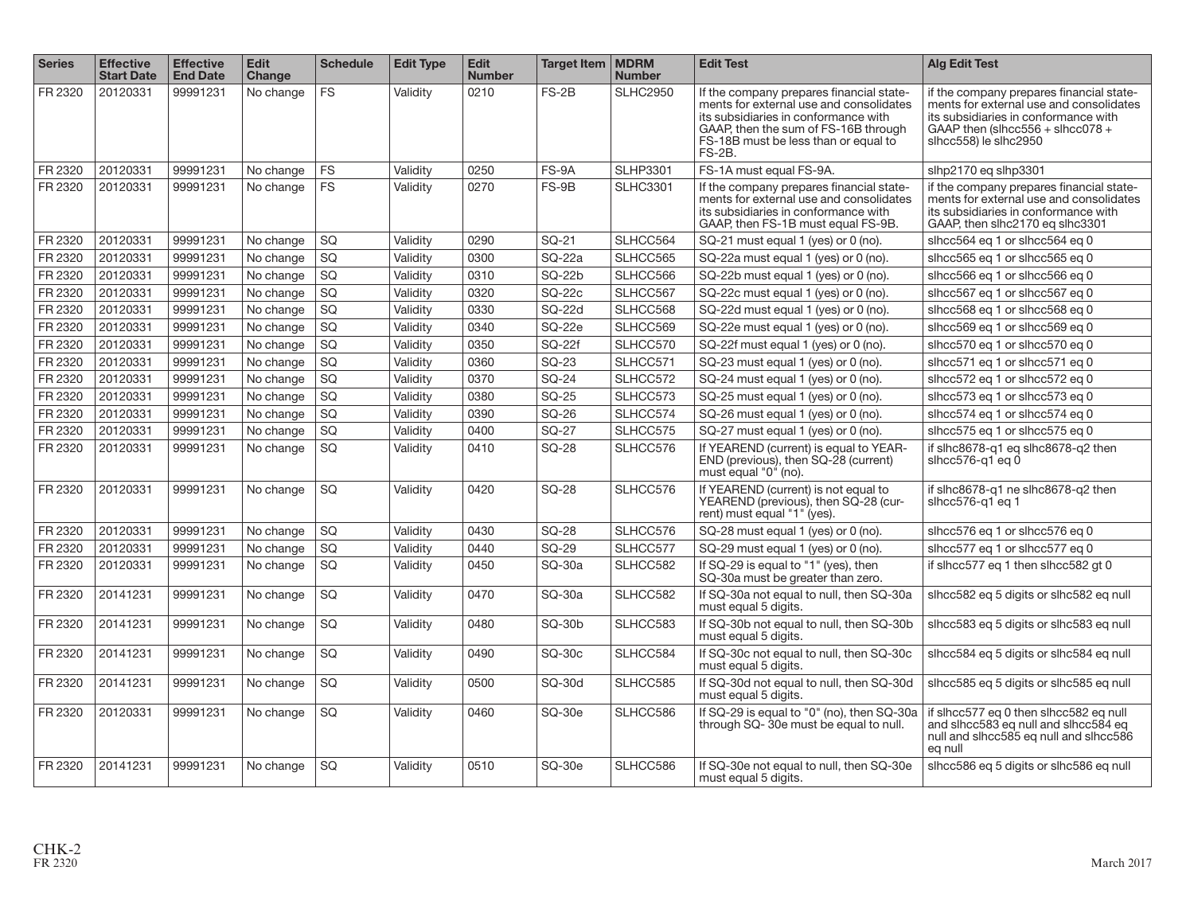| Series | Effective Start Date | Effective End Date | Edit Change | Schedule | Edit Type | Edit Number | Target Item | MDRM Number | Edit Test | Alg Edit Test |
|---|---|---|---|---|---|---|---|---|---|---|
| FR 2320 | 20120331 | 99991231 | No change | FS | Validity | 0210 | FS-2B | SLHC2950 | If the company prepares financial statements for external use and consolidates its subsidiaries in conformance with GAAP, then the sum of FS-16B through FS-18B must be less than or equal to FS-2B. | if the company prepares financial statements for external use and consolidates its subsidiaries in conformance with GAAP then (slhcc556 + slhcc078 + slhcc558) le slhc2950 |
| FR 2320 | 20120331 | 99991231 | No change | FS | Validity | 0250 | FS-9A | SLHP3301 | FS-1A must equal FS-9A. | slhp2170 eq slhp3301 |
| FR 2320 | 20120331 | 99991231 | No change | FS | Validity | 0270 | FS-9B | SLHC3301 | If the company prepares financial statements for external use and consolidates its subsidiaries in conformance with GAAP, then FS-1B must equal FS-9B. | if the company prepares financial statements for external use and consolidates its subsidiaries in conformance with GAAP, then slhc2170 eq slhc3301 |
| FR 2320 | 20120331 | 99991231 | No change | SQ | Validity | 0290 | SQ-21 | SLHCC564 | SQ-21 must equal 1 (yes) or 0 (no). | slhcc564 eq 1 or slhcc564 eq 0 |
| FR 2320 | 20120331 | 99991231 | No change | SQ | Validity | 0300 | SQ-22a | SLHCC565 | SQ-22a must equal 1 (yes) or 0 (no). | slhcc565 eq 1 or slhcc565 eq 0 |
| FR 2320 | 20120331 | 99991231 | No change | SQ | Validity | 0310 | SQ-22b | SLHCC566 | SQ-22b must equal 1 (yes) or 0 (no). | slhcc566 eq 1 or slhcc566 eq 0 |
| FR 2320 | 20120331 | 99991231 | No change | SQ | Validity | 0320 | SQ-22c | SLHCC567 | SQ-22c must equal 1 (yes) or 0 (no). | slhcc567 eq 1 or slhcc567 eq 0 |
| FR 2320 | 20120331 | 99991231 | No change | SQ | Validity | 0330 | SQ-22d | SLHCC568 | SQ-22d must equal 1 (yes) or 0 (no). | slhcc568 eq 1 or slhcc568 eq 0 |
| FR 2320 | 20120331 | 99991231 | No change | SQ | Validity | 0340 | SQ-22e | SLHCC569 | SQ-22e must equal 1 (yes) or 0 (no). | slhcc569 eq 1 or slhcc569 eq 0 |
| FR 2320 | 20120331 | 99991231 | No change | SQ | Validity | 0350 | SQ-22f | SLHCC570 | SQ-22f must equal 1 (yes) or 0 (no). | slhcc570 eq 1 or slhcc570 eq 0 |
| FR 2320 | 20120331 | 99991231 | No change | SQ | Validity | 0360 | SQ-23 | SLHCC571 | SQ-23 must equal 1 (yes) or 0 (no). | slhcc571 eq 1 or slhcc571 eq 0 |
| FR 2320 | 20120331 | 99991231 | No change | SQ | Validity | 0370 | SQ-24 | SLHCC572 | SQ-24 must equal 1 (yes) or 0 (no). | slhcc572 eq 1 or slhcc572 eq 0 |
| FR 2320 | 20120331 | 99991231 | No change | SQ | Validity | 0380 | SQ-25 | SLHCC573 | SQ-25 must equal 1 (yes) or 0 (no). | slhcc573 eq 1 or slhcc573 eq 0 |
| FR 2320 | 20120331 | 99991231 | No change | SQ | Validity | 0390 | SQ-26 | SLHCC574 | SQ-26 must equal 1 (yes) or 0 (no). | slhcc574 eq 1 or slhcc574 eq 0 |
| FR 2320 | 20120331 | 99991231 | No change | SQ | Validity | 0400 | SQ-27 | SLHCC575 | SQ-27 must equal 1 (yes) or 0 (no). | slhcc575 eq 1 or slhcc575 eq 0 |
| FR 2320 | 20120331 | 99991231 | No change | SQ | Validity | 0410 | SQ-28 | SLHCC576 | If YEAREND (current) is equal to YEAREND (previous), then SQ-28 (current) must equal "0" (no). | if slhc8678-q1 eq slhc8678-q2 then slhcc576-q1 eq 0 |
| FR 2320 | 20120331 | 99991231 | No change | SQ | Validity | 0420 | SQ-28 | SLHCC576 | If YEAREND (current) is not equal to YEAREND (previous), then SQ-28 (current) must equal "1" (yes). | if slhc8678-q1 ne slhc8678-q2 then slhcc576-q1 eq 1 |
| FR 2320 | 20120331 | 99991231 | No change | SQ | Validity | 0430 | SQ-28 | SLHCC576 | SQ-28 must equal 1 (yes) or 0 (no). | slhcc576 eq 1 or slhcc576 eq 0 |
| FR 2320 | 20120331 | 99991231 | No change | SQ | Validity | 0440 | SQ-29 | SLHCC577 | SQ-29 must equal 1 (yes) or 0 (no). | slhcc577 eq 1 or slhcc577 eq 0 |
| FR 2320 | 20120331 | 99991231 | No change | SQ | Validity | 0450 | SQ-30a | SLHCC582 | If SQ-29 is equal to "1" (yes), then SQ-30a must be greater than zero. | if slhcc577 eq 1 then slhcc582 gt 0 |
| FR 2320 | 20141231 | 99991231 | No change | SQ | Validity | 0470 | SQ-30a | SLHCC582 | If SQ-30a not equal to null, then SQ-30a must equal 5 digits. | slhcc582 eq 5 digits or slhc582 eq null |
| FR 2320 | 20141231 | 99991231 | No change | SQ | Validity | 0480 | SQ-30b | SLHCC583 | If SQ-30b not equal to null, then SQ-30b must equal 5 digits. | slhcc583 eq 5 digits or slhc583 eq null |
| FR 2320 | 20141231 | 99991231 | No change | SQ | Validity | 0490 | SQ-30c | SLHCC584 | If SQ-30c not equal to null, then SQ-30c must equal 5 digits. | slhcc584 eq 5 digits or slhc584 eq null |
| FR 2320 | 20141231 | 99991231 | No change | SQ | Validity | 0500 | SQ-30d | SLHCC585 | If SQ-30d not equal to null, then SQ-30d must equal 5 digits. | slhcc585 eq 5 digits or slhc585 eq null |
| FR 2320 | 20120331 | 99991231 | No change | SQ | Validity | 0460 | SQ-30e | SLHCC586 | If SQ-29 is equal to "0" (no), then SQ-30a through SQ- 30e must be equal to null. | if slhcc577 eq 0 then slhcc582 eq null and slhcc583 eq null and slhcc584 eq null and slhcc585 eq null and slhcc586 eq null |
| FR 2320 | 20141231 | 99991231 | No change | SQ | Validity | 0510 | SQ-30e | SLHCC586 | If SQ-30e not equal to null, then SQ-30e must equal 5 digits. | slhcc586 eq 5 digits or slhc586 eq null |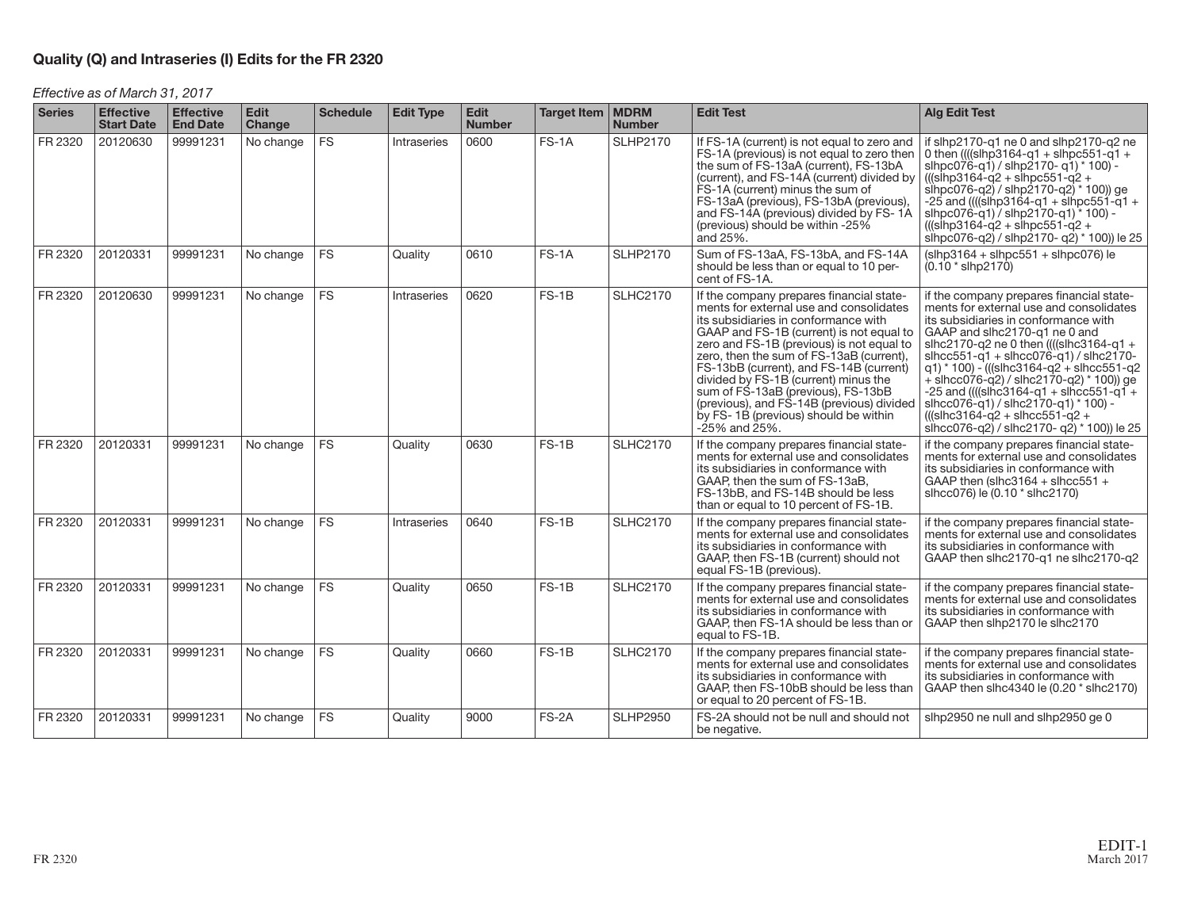## Quality (Q) and Intraseries (I) Edits for the FR 2320

*Effective as of March 31, 2017*

| Series | Effective Start Date | Effective End Date | Edit Change | Schedule | Edit Type | Edit Number | Target Item | MDRM Number | Edit Test | Alg Edit Test |
|---|---|---|---|---|---|---|---|---|---|---|
| FR 2320 | 20120630 | 99991231 | No change | FS | Intraseries | 0600 | FS-1A | SLHP2170 | If FS-1A (current) is not equal to zero and FS-1A (previous) is not equal to zero then the sum of FS-13aA (current), FS-13bA (current), and FS-14A (current) divided by FS-1A (current) minus the sum of FS-13aA (previous), FS-13bA (previous), and FS-14A (previous) divided by FS- 1A (previous) should be within -25% and 25%. | if slhp2170-q1 ne 0 and slhp2170-q2 ne 0 then ((((slhp3164-q1 + slhpc551-q1 + slhpc076-q1) / slhp2170- q1) * 100) - (((slhp3164-q2 + slhpc551-q2 + slhpc076-q2) / slhp2170-q2) * 100)) ge -25 and ((((slhp3164-q1 + slhpc551-q1 + slhpc076-q1) / slhp2170-q1) * 100) - (((slhp3164-q2 + slhpc551-q2 + slhpc076-q2) / slhp2170- q2) * 100)) le 25 |
| FR 2320 | 20120331 | 99991231 | No change | FS | Quality | 0610 | FS-1A | SLHP2170 | Sum of FS-13aA, FS-13bA, and FS-14A should be less than or equal to 10 percent of FS-1A. | (slhp3164 + slhpc551 + slhpc076) le (0.10 * slhp2170) |
| FR 2320 | 20120630 | 99991231 | No change | FS | Intraseries | 0620 | FS-1B | SLHC2170 | If the company prepares financial statements for external use and consolidates its subsidiaries in conformance with GAAP and FS-1B (current) is not equal to zero and FS-1B (previous) is not equal to zero, then the sum of FS-13aB (current), FS-13bB (current), and FS-14B (current) divided by FS-1B (current) minus the sum of FS-13aB (previous), FS-13bB (previous), and FS-14B (previous) divided by FS- 1B (previous) should be within -25% and 25%. | if the company prepares financial statements for external use and consolidates its subsidiaries in conformance with GAAP and slhc2170-q1 ne 0 and slhc2170-q2 ne 0 then ((((slhc3164-q1 + slhcc551-q1 + slhcc076-q1) / slhc2170-q1) * 100) - (((slhc3164-q2 + slhcc551-q2 + slhcc076-q2) / slhc2170-q2) * 100)) ge -25 and ((((slhc3164-q1 + slhcc551-q1 + slhcc076-q1) / slhc2170-q1) * 100) - (((slhc3164-q2 + slhcc551-q2 + slhcc076-q2) / slhc2170- q2) * 100)) le 25 |
| FR 2320 | 20120331 | 99991231 | No change | FS | Quality | 0630 | FS-1B | SLHC2170 | If the company prepares financial statements for external use and consolidates its subsidiaries in conformance with GAAP, then the sum of FS-13aB, FS-13bB, and FS-14B should be less than or equal to 10 percent of FS-1B. | if the company prepares financial statements for external use and consolidates its subsidiaries in conformance with GAAP then (slhc3164 + slhcc551 + slhcc076) le (0.10 * slhc2170) |
| FR 2320 | 20120331 | 99991231 | No change | FS | Intraseries | 0640 | FS-1B | SLHC2170 | If the company prepares financial statements for external use and consolidates its subsidiaries in conformance with GAAP, then FS-1B (current) should not equal FS-1B (previous). | if the company prepares financial statements for external use and consolidates its subsidiaries in conformance with GAAP then slhc2170-q1 ne slhc2170-q2 |
| FR 2320 | 20120331 | 99991231 | No change | FS | Quality | 0650 | FS-1B | SLHC2170 | If the company prepares financial statements for external use and consolidates its subsidiaries in conformance with GAAP, then FS-1A should be less than or equal to FS-1B. | if the company prepares financial statements for external use and consolidates its subsidiaries in conformance with GAAP then slhp2170 le slhc2170 |
| FR 2320 | 20120331 | 99991231 | No change | FS | Quality | 0660 | FS-1B | SLHC2170 | If the company prepares financial statements for external use and consolidates its subsidiaries in conformance with GAAP, then FS-10bB should be less than or equal to 20 percent of FS-1B. | if the company prepares financial statements for external use and consolidates its subsidiaries in conformance with GAAP then slhc4340 le (0.20 * slhc2170) |
| FR 2320 | 20120331 | 99991231 | No change | FS | Quality | 9000 | FS-2A | SLHP2950 | FS-2A should not be null and should not be negative. | slhp2950 ne null and slhp2950 ge 0 |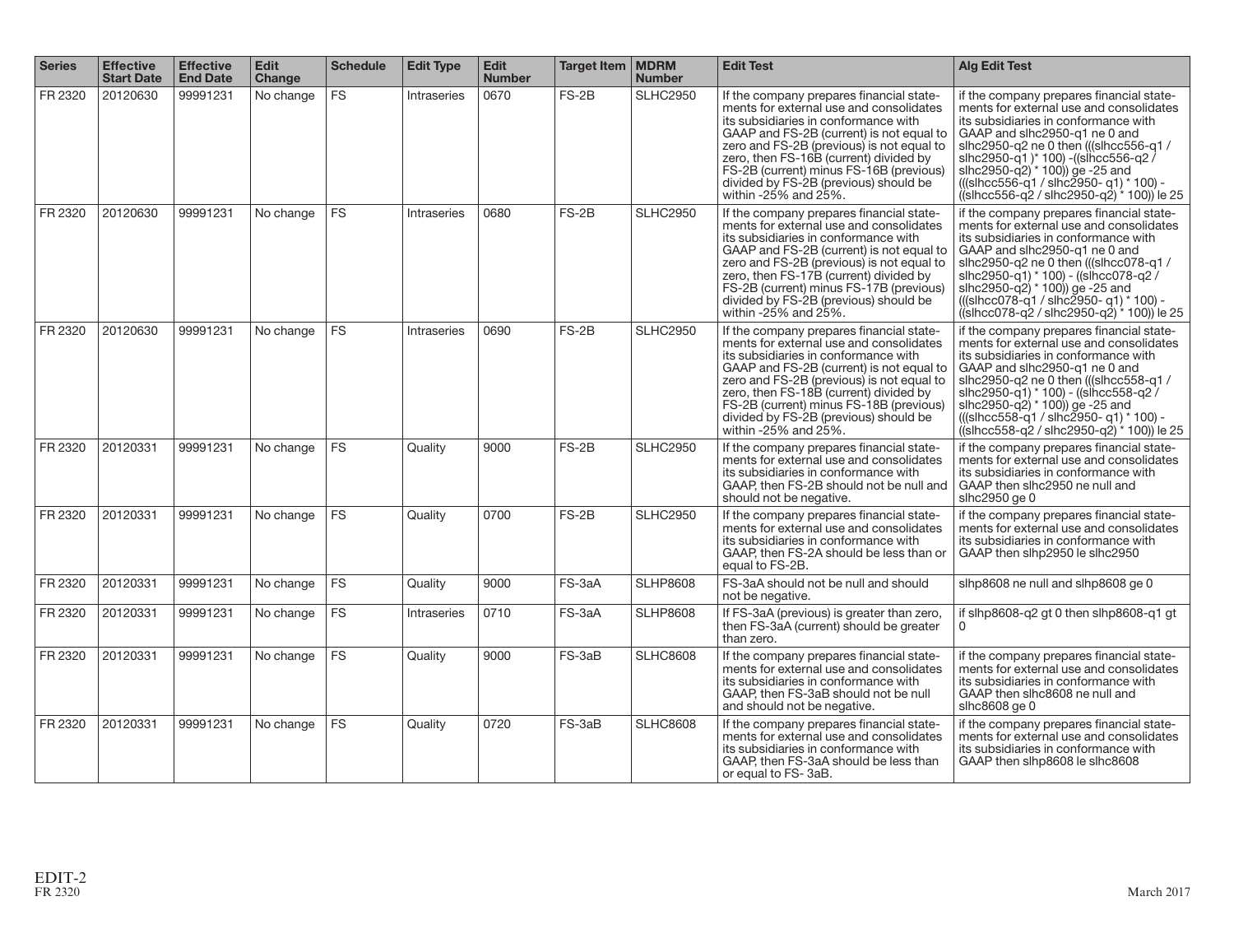| Series | Effective Start Date | Effective End Date | Edit Change | Schedule | Edit Type | Edit Number | Target Item | MDRM Number | Edit Test | Alg Edit Test |
|---|---|---|---|---|---|---|---|---|---|---|
| FR 2320 | 20120630 | 99991231 | No change | FS | Intraseries | 0670 | FS-2B | SLHC2950 | If the company prepares financial statements for external use and consolidates its subsidiaries in conformance with GAAP and FS-2B (current) is not equal to zero and FS-2B (previous) is not equal to zero, then FS-16B (current) divided by FS-2B (current) minus FS-16B (previous) divided by FS-2B (previous) should be within -25% and 25%. | if the company prepares financial statements for external use and consolidates its subsidiaries in conformance with GAAP and slhc2950-q1 ne 0 and slhc2950-q2 ne 0 then (((slhcc556-q1 / slhc2950-q1 )* 100) -((slhcc556-q2 / slhc2950-q2) * 100)) ge -25 and (((slhcc556-q1 / slhc2950- q1) * 100) - ((slhcc556-q2 / slhc2950-q2) * 100)) le 25 |
| FR 2320 | 20120630 | 99991231 | No change | FS | Intraseries | 0680 | FS-2B | SLHC2950 | If the company prepares financial statements for external use and consolidates its subsidiaries in conformance with GAAP and FS-2B (current) is not equal to zero and FS-2B (previous) is not equal to zero, then FS-17B (current) divided by FS-2B (current) minus FS-17B (previous) divided by FS-2B (previous) should be within -25% and 25%. | if the company prepares financial statements for external use and consolidates its subsidiaries in conformance with GAAP and slhc2950-q1 ne 0 and slhc2950-q2 ne 0 then (((slhcc078-q1 / slhc2950-q1) * 100) - ((slhcc078-q2 / slhc2950-q2) * 100)) ge -25 and (((slhcc078-q1 / slhc2950- q1) * 100) - ((slhcc078-q2 / slhc2950-q2) * 100)) le 25 |
| FR 2320 | 20120630 | 99991231 | No change | FS | Intraseries | 0690 | FS-2B | SLHC2950 | If the company prepares financial statements for external use and consolidates its subsidiaries in conformance with GAAP and FS-2B (current) is not equal to zero and FS-2B (previous) is not equal to zero, then FS-18B (current) divided by FS-2B (current) minus FS-18B (previous) divided by FS-2B (previous) should be within -25% and 25%. | if the company prepares financial statements for external use and consolidates its subsidiaries in conformance with GAAP and slhc2950-q1 ne 0 and slhc2950-q2 ne 0 then (((slhcc558-q1 / slhc2950-q1) * 100) - ((slhcc558-q2 / slhc2950-q2) * 100)) ge -25 and (((slhcc558-q1 / slhc2950- q1) * 100) - ((slhcc558-q2 / slhc2950-q2) * 100)) le 25 |
| FR 2320 | 20120331 | 99991231 | No change | FS | Quality | 9000 | FS-2B | SLHC2950 | If the company prepares financial statements for external use and consolidates its subsidiaries in conformance with GAAP, then FS-2B should not be null and should not be negative. | if the company prepares financial statements for external use and consolidates its subsidiaries in conformance with GAAP then slhc2950 ne null and slhc2950 ge 0 |
| FR 2320 | 20120331 | 99991231 | No change | FS | Quality | 0700 | FS-2B | SLHC2950 | If the company prepares financial statements for external use and consolidates its subsidiaries in conformance with GAAP, then FS-2A should be less than or equal to FS-2B. | if the company prepares financial statements for external use and consolidates its subsidiaries in conformance with GAAP then slhp2950 le slhc2950 |
| FR 2320 | 20120331 | 99991231 | No change | FS | Quality | 9000 | FS-3aA | SLHP8608 | FS-3aA should not be null and should not be negative. | slhp8608 ne null and slhp8608 ge 0 |
| FR 2320 | 20120331 | 99991231 | No change | FS | Intraseries | 0710 | FS-3aA | SLHP8608 | If FS-3aA (previous) is greater than zero, then FS-3aA (current) should be greater than zero. | if slhp8608-q2 gt 0 then slhp8608-q1 gt 0 |
| FR 2320 | 20120331 | 99991231 | No change | FS | Quality | 9000 | FS-3aB | SLHC8608 | If the company prepares financial statements for external use and consolidates its subsidiaries in conformance with GAAP, then FS-3aB should not be null and should not be negative. | if the company prepares financial statements for external use and consolidates its subsidiaries in conformance with GAAP then slhc8608 ne null and slhc8608 ge 0 |
| FR 2320 | 20120331 | 99991231 | No change | FS | Quality | 0720 | FS-3aB | SLHC8608 | If the company prepares financial statements for external use and consolidates its subsidiaries in conformance with GAAP, then FS-3aA should be less than or equal to FS- 3aB. | if the company prepares financial statements for external use and consolidates its subsidiaries in conformance with GAAP then slhp8608 le slhc8608 |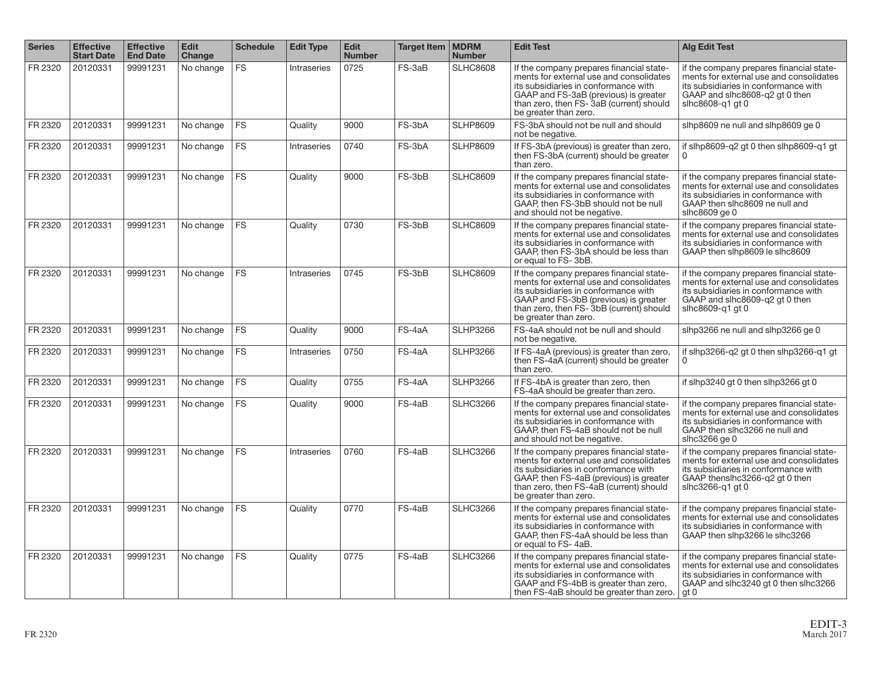| Series | Effective Start Date | Effective End Date | Edit Change | Schedule | Edit Type | Edit Number | Target Item | MDRM Number | Edit Test | Alg Edit Test |
|---|---|---|---|---|---|---|---|---|---|---|
| FR 2320 | 20120331 | 99991231 | No change | FS | Intraseries | 0725 | FS-3aB | SLHC8608 | If the company prepares financial statements for external use and consolidates its subsidiaries in conformance with GAAP and FS-3aB (previous) is greater than zero, then FS- 3aB (current) should be greater than zero. | if the company prepares financial statements for external use and consolidates its subsidiaries in conformance with GAAP and slhc8608-q2 gt 0 then slhc8608-q1 gt 0 |
| FR 2320 | 20120331 | 99991231 | No change | FS | Quality | 9000 | FS-3bA | SLHP8609 | FS-3bA should not be null and should not be negative. | slhp8609 ne null and slhp8609 ge 0 |
| FR 2320 | 20120331 | 99991231 | No change | FS | Intraseries | 0740 | FS-3bA | SLHP8609 | If FS-3bA (previous) is greater than zero, then FS-3bA (current) should be greater than zero. | if slhp8609-q2 gt 0 then slhp8609-q1 gt 0 |
| FR 2320 | 20120331 | 99991231 | No change | FS | Quality | 9000 | FS-3bB | SLHC8609 | If the company prepares financial statements for external use and consolidates its subsidiaries in conformance with GAAP, then FS-3bB should not be null and should not be negative. | if the company prepares financial statements for external use and consolidates its subsidiaries in conformance with GAAP then slhc8609 ne null and slhc8609 ge 0 |
| FR 2320 | 20120331 | 99991231 | No change | FS | Quality | 0730 | FS-3bB | SLHC8609 | If the company prepares financial statements for external use and consolidates its subsidiaries in conformance with GAAP, then FS-3bA should be less than or equal to FS- 3bB. | if the company prepares financial statements for external use and consolidates its subsidiaries in conformance with GAAP then slhp8609 le slhc8609 |
| FR 2320 | 20120331 | 99991231 | No change | FS | Intraseries | 0745 | FS-3bB | SLHC8609 | If the company prepares financial statements for external use and consolidates its subsidiaries in conformance with GAAP and FS-3bB (previous) is greater than zero, then FS- 3bB (current) should be greater than zero. | if the company prepares financial statements for external use and consolidates its subsidiaries in conformance with GAAP and slhc8609-q2 gt 0 then slhc8609-q1 gt 0 |
| FR 2320 | 20120331 | 99991231 | No change | FS | Quality | 9000 | FS-4aA | SLHP3266 | FS-4aA should not be null and should not be negative. | slhp3266 ne null and slhp3266 ge 0 |
| FR 2320 | 20120331 | 99991231 | No change | FS | Intraseries | 0750 | FS-4aA | SLHP3266 | If FS-4aA (previous) is greater than zero, then FS-4aA (current) should be greater than zero. | if slhp3266-q2 gt 0 then slhp3266-q1 gt 0 |
| FR 2320 | 20120331 | 99991231 | No change | FS | Quality | 0755 | FS-4aA | SLHP3266 | If FS-4bA is greater than zero, then FS-4aA should be greater than zero. | if slhp3240 gt 0 then slhp3266 gt 0 |
| FR 2320 | 20120331 | 99991231 | No change | FS | Quality | 9000 | FS-4aB | SLHC3266 | If the company prepares financial statements for external use and consolidates its subsidiaries in conformance with GAAP, then FS-4aB should not be null and should not be negative. | if the company prepares financial statements for external use and consolidates its subsidiaries in conformance with GAAP then slhc3266 ne null and slhc3266 ge 0 |
| FR 2320 | 20120331 | 99991231 | No change | FS | Intraseries | 0760 | FS-4aB | SLHC3266 | If the company prepares financial statements for external use and consolidates its subsidiaries in conformance with GAAP, then FS-4aB (previous) is greater than zero, then FS-4aB (current) should be greater than zero. | if the company prepares financial statements for external use and consolidates its subsidiaries in conformance with GAAP thenslhc3266-q2 gt 0 then slhc3266-q1 gt 0 |
| FR 2320 | 20120331 | 99991231 | No change | FS | Quality | 0770 | FS-4aB | SLHC3266 | If the company prepares financial statements for external use and consolidates its subsidiaries in conformance with GAAP, then FS-4aA should be less than or equal to FS- 4aB. | if the company prepares financial statements for external use and consolidates its subsidiaries in conformance with GAAP then slhp3266 le slhc3266 |
| FR 2320 | 20120331 | 99991231 | No change | FS | Quality | 0775 | FS-4aB | SLHC3266 | If the company prepares financial statements for external use and consolidates its subsidiaries in conformance with GAAP and FS-4bB is greater than zero, then FS-4aB should be greater than zero. | if the company prepares financial statements for external use and consolidates its subsidiaries in conformance with GAAP and slhc3240 gt 0 then slhc3266 gt 0 |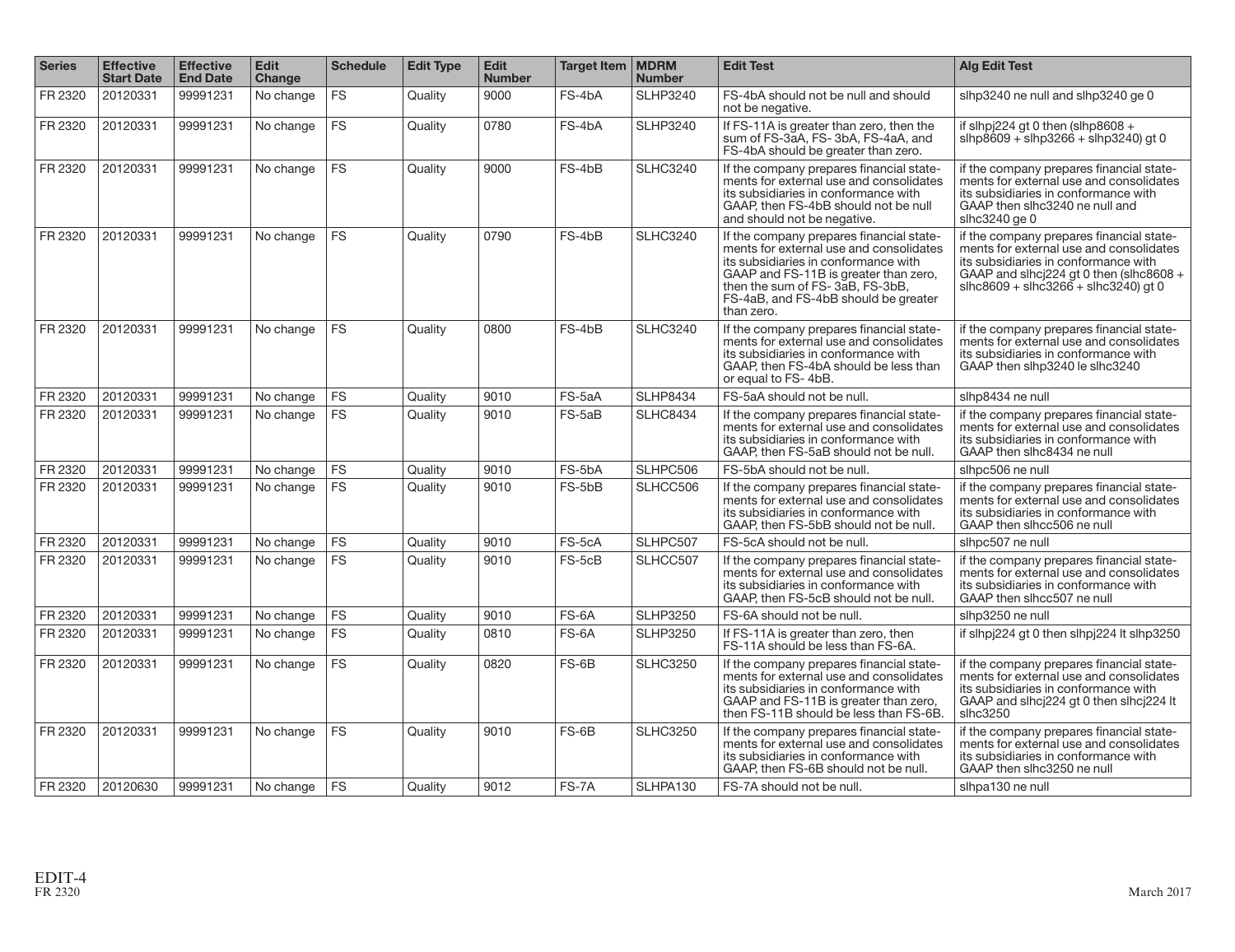| Series | Effective Start Date | Effective End Date | Edit Change | Schedule | Edit Type | Edit Number | Target Item | MDRM Number | Edit Test | Alg Edit Test |
|---|---|---|---|---|---|---|---|---|---|---|
| FR 2320 | 20120331 | 99991231 | No change | FS | Quality | 9000 | FS-4bA | SLHP3240 | FS-4bA should not be null and should not be negative. | slhp3240 ne null and slhp3240 ge 0 |
| FR 2320 | 20120331 | 99991231 | No change | FS | Quality | 0780 | FS-4bA | SLHP3240 | If FS-11A is greater than zero, then the sum of FS-3aA, FS- 3bA, FS-4aA, and FS-4bA should be greater than zero. | if slhpj224 gt 0 then (slhp8608 + slhp8609 + slhp3266 + slhp3240) gt 0 |
| FR 2320 | 20120331 | 99991231 | No change | FS | Quality | 9000 | FS-4bB | SLHC3240 | If the company prepares financial statements for external use and consolidates its subsidiaries in conformance with GAAP, then FS-4bB should not be null and should not be negative. | if the company prepares financial statements for external use and consolidates its subsidiaries in conformance with GAAP then slhc3240 ne null and slhc3240 ge 0 |
| FR 2320 | 20120331 | 99991231 | No change | FS | Quality | 0790 | FS-4bB | SLHC3240 | If the company prepares financial statements for external use and consolidates its subsidiaries in conformance with GAAP and FS-11B is greater than zero, then the sum of FS- 3aB, FS-3bB, FS-4aB, and FS-4bB should be greater than zero. | if the company prepares financial statements for external use and consolidates its subsidiaries in conformance with GAAP and slhcj224 gt 0 then (slhc8608 + slhc8609 + slhc3266 + slhc3240) gt 0 |
| FR 2320 | 20120331 | 99991231 | No change | FS | Quality | 0800 | FS-4bB | SLHC3240 | If the company prepares financial statements for external use and consolidates its subsidiaries in conformance with GAAP, then FS-4bA should be less than or equal to FS- 4bB. | if the company prepares financial statements for external use and consolidates its subsidiaries in conformance with GAAP then slhp3240 le slhc3240 |
| FR 2320 | 20120331 | 99991231 | No change | FS | Quality | 9010 | FS-5aA | SLHP8434 | FS-5aA should not be null. | slhp8434 ne null |
| FR 2320 | 20120331 | 99991231 | No change | FS | Quality | 9010 | FS-5aB | SLHC8434 | If the company prepares financial statements for external use and consolidates its subsidiaries in conformance with GAAP, then FS-5aB should not be null. | if the company prepares financial statements for external use and consolidates its subsidiaries in conformance with GAAP then slhc8434 ne null |
| FR 2320 | 20120331 | 99991231 | No change | FS | Quality | 9010 | FS-5bA | SLHPC506 | FS-5bA should not be null. | slhpc506 ne null |
| FR 2320 | 20120331 | 99991231 | No change | FS | Quality | 9010 | FS-5bB | SLHCC506 | If the company prepares financial statements for external use and consolidates its subsidiaries in conformance with GAAP, then FS-5bB should not be null. | if the company prepares financial statements for external use and consolidates its subsidiaries in conformance with GAAP then slhcc506 ne null |
| FR 2320 | 20120331 | 99991231 | No change | FS | Quality | 9010 | FS-5cA | SLHPC507 | FS-5cA should not be null. | slhpc507 ne null |
| FR 2320 | 20120331 | 99991231 | No change | FS | Quality | 9010 | FS-5cB | SLHCC507 | If the company prepares financial statements for external use and consolidates its subsidiaries in conformance with GAAP, then FS-5cB should not be null. | if the company prepares financial statements for external use and consolidates its subsidiaries in conformance with GAAP then slhcc507 ne null |
| FR 2320 | 20120331 | 99991231 | No change | FS | Quality | 9010 | FS-6A | SLHP3250 | FS-6A should not be null. | slhp3250 ne null |
| FR 2320 | 20120331 | 99991231 | No change | FS | Quality | 0810 | FS-6A | SLHP3250 | If FS-11A is greater than zero, then FS-11A should be less than FS-6A. | if slhpj224 gt 0 then slhpj224 lt slhp3250 |
| FR 2320 | 20120331 | 99991231 | No change | FS | Quality | 0820 | FS-6B | SLHC3250 | If the company prepares financial statements for external use and consolidates its subsidiaries in conformance with GAAP and FS-11B is greater than zero, then FS-11B should be less than FS-6B. | if the company prepares financial statements for external use and consolidates its subsidiaries in conformance with GAAP and slhcj224 gt 0 then slhcj224 lt slhc3250 |
| FR 2320 | 20120331 | 99991231 | No change | FS | Quality | 9010 | FS-6B | SLHC3250 | If the company prepares financial statements for external use and consolidates its subsidiaries in conformance with GAAP, then FS-6B should not be null. | if the company prepares financial statements for external use and consolidates its subsidiaries in conformance with GAAP then slhc3250 ne null |
| FR 2320 | 20120630 | 99991231 | No change | FS | Quality | 9012 | FS-7A | SLHPA130 | FS-7A should not be null. | slhpa130 ne null |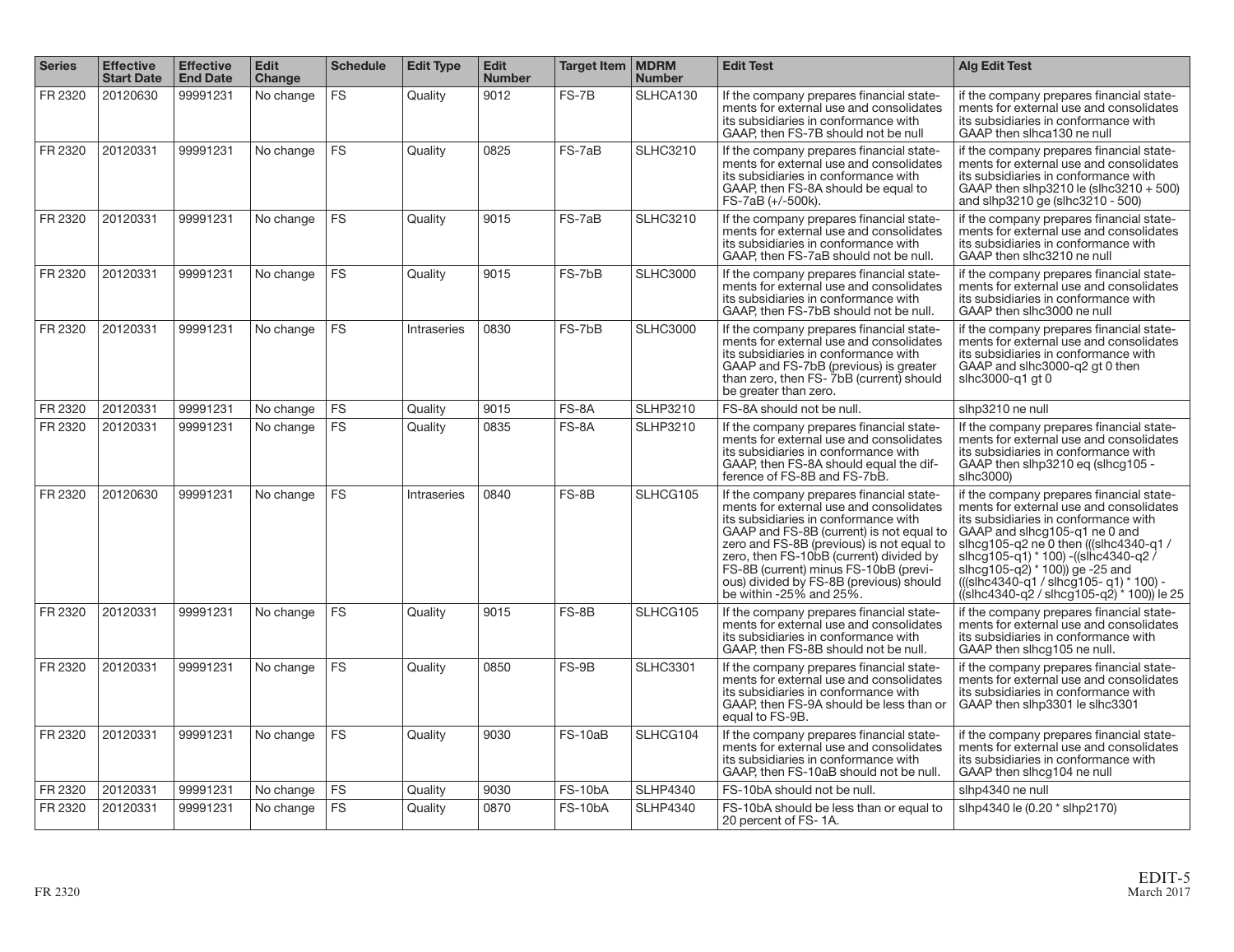| Series | Effective Start Date | Effective End Date | Edit Change | Schedule | Edit Type | Edit Number | Target Item | MDRM Number | Edit Test | Alg Edit Test |
|---|---|---|---|---|---|---|---|---|---|---|
| FR 2320 | 20120630 | 99991231 | No change | FS | Quality | 9012 | FS-7B | SLHCA130 | If the company prepares financial statements for external use and consolidates its subsidiaries in conformance with GAAP, then FS-7B should not be null | if the company prepares financial statements for external use and consolidates its subsidiaries in conformance with GAAP then slhca130 ne null |
| FR 2320 | 20120331 | 99991231 | No change | FS | Quality | 0825 | FS-7aB | SLHC3210 | If the company prepares financial statements for external use and consolidates its subsidiaries in conformance with GAAP, then FS-8A should be equal to FS-7aB (+/-500k). | if the company prepares financial statements for external use and consolidates its subsidiaries in conformance with GAAP then slhp3210 le (slhc3210 + 500) and slhp3210 ge (slhc3210 - 500) |
| FR 2320 | 20120331 | 99991231 | No change | FS | Quality | 9015 | FS-7aB | SLHC3210 | If the company prepares financial statements for external use and consolidates its subsidiaries in conformance with GAAP, then FS-7aB should not be null. | if the company prepares financial statements for external use and consolidates its subsidiaries in conformance with GAAP then slhc3210 ne null |
| FR 2320 | 20120331 | 99991231 | No change | FS | Quality | 9015 | FS-7bB | SLHC3000 | If the company prepares financial statements for external use and consolidates its subsidiaries in conformance with GAAP, then FS-7bB should not be null. | if the company prepares financial statements for external use and consolidates its subsidiaries in conformance with GAAP then slhc3000 ne null |
| FR 2320 | 20120331 | 99991231 | No change | FS | Intraseries | 0830 | FS-7bB | SLHC3000 | If the company prepares financial statements for external use and consolidates its subsidiaries in conformance with GAAP and FS-7bB (previous) is greater than zero, then FS- 7bB (current) should be greater than zero. | if the company prepares financial statements for external use and consolidates its subsidiaries in conformance with GAAP and slhc3000-q2 gt 0 then slhc3000-q1 gt 0 |
| FR 2320 | 20120331 | 99991231 | No change | FS | Quality | 9015 | FS-8A | SLHP3210 | FS-8A should not be null. | slhp3210 ne null |
| FR 2320 | 20120331 | 99991231 | No change | FS | Quality | 0835 | FS-8A | SLHP3210 | If the company prepares financial statements for external use and consolidates its subsidiaries in conformance with GAAP, then FS-8A should equal the difference of FS-8B and FS-7bB. | If the company prepares financial statements for external use and consolidates its subsidiaries in conformance with GAAP then slhp3210 eq (slhcg105 - slhc3000) |
| FR 2320 | 20120630 | 99991231 | No change | FS | Intraseries | 0840 | FS-8B | SLHCG105 | If the company prepares financial statements for external use and consolidates its subsidiaries in conformance with GAAP and FS-8B (current) is not equal to zero and FS-8B (previous) is not equal to zero, then FS-10bB (current) divided by FS-8B (current) minus FS-10bB (previous) divided by FS-8B (previous) should be within -25% and 25%. | if the company prepares financial statements for external use and consolidates its subsidiaries in conformance with GAAP and slhcg105-q1 ne 0 and slhcg105-q2 ne 0 then (((slhc4340-q1 / slhcg105-q1) * 100) -((slhc4340-q2 / slhcg105-q2) * 100)) ge -25 and (((slhc4340-q1 / slhcg105- q1) * 100) - ((slhc4340-q2 / slhcg105-q2) * 100)) le 25 |
| FR 2320 | 20120331 | 99991231 | No change | FS | Quality | 9015 | FS-8B | SLHCG105 | If the company prepares financial statements for external use and consolidates its subsidiaries in conformance with GAAP, then FS-8B should not be null. | if the company prepares financial statements for external use and consolidates its subsidiaries in conformance with GAAP then slhcg105 ne null. |
| FR 2320 | 20120331 | 99991231 | No change | FS | Quality | 0850 | FS-9B | SLHC3301 | If the company prepares financial statements for external use and consolidates its subsidiaries in conformance with GAAP, then FS-9A should be less than or equal to FS-9B. | if the company prepares financial statements for external use and consolidates its subsidiaries in conformance with GAAP then slhp3301 le slhc3301 |
| FR 2320 | 20120331 | 99991231 | No change | FS | Quality | 9030 | FS-10aB | SLHCG104 | If the company prepares financial statements for external use and consolidates its subsidiaries in conformance with GAAP, then FS-10aB should not be null. | if the company prepares financial statements for external use and consolidates its subsidiaries in conformance with GAAP then slhcg104 ne null |
| FR 2320 | 20120331 | 99991231 | No change | FS | Quality | 9030 | FS-10bA | SLHP4340 | FS-10bA should not be null. | slhp4340 ne null |
| FR 2320 | 20120331 | 99991231 | No change | FS | Quality | 0870 | FS-10bA | SLHP4340 | FS-10bA should be less than or equal to 20 percent of FS- 1A. | slhp4340 le (0.20 * slhp2170) |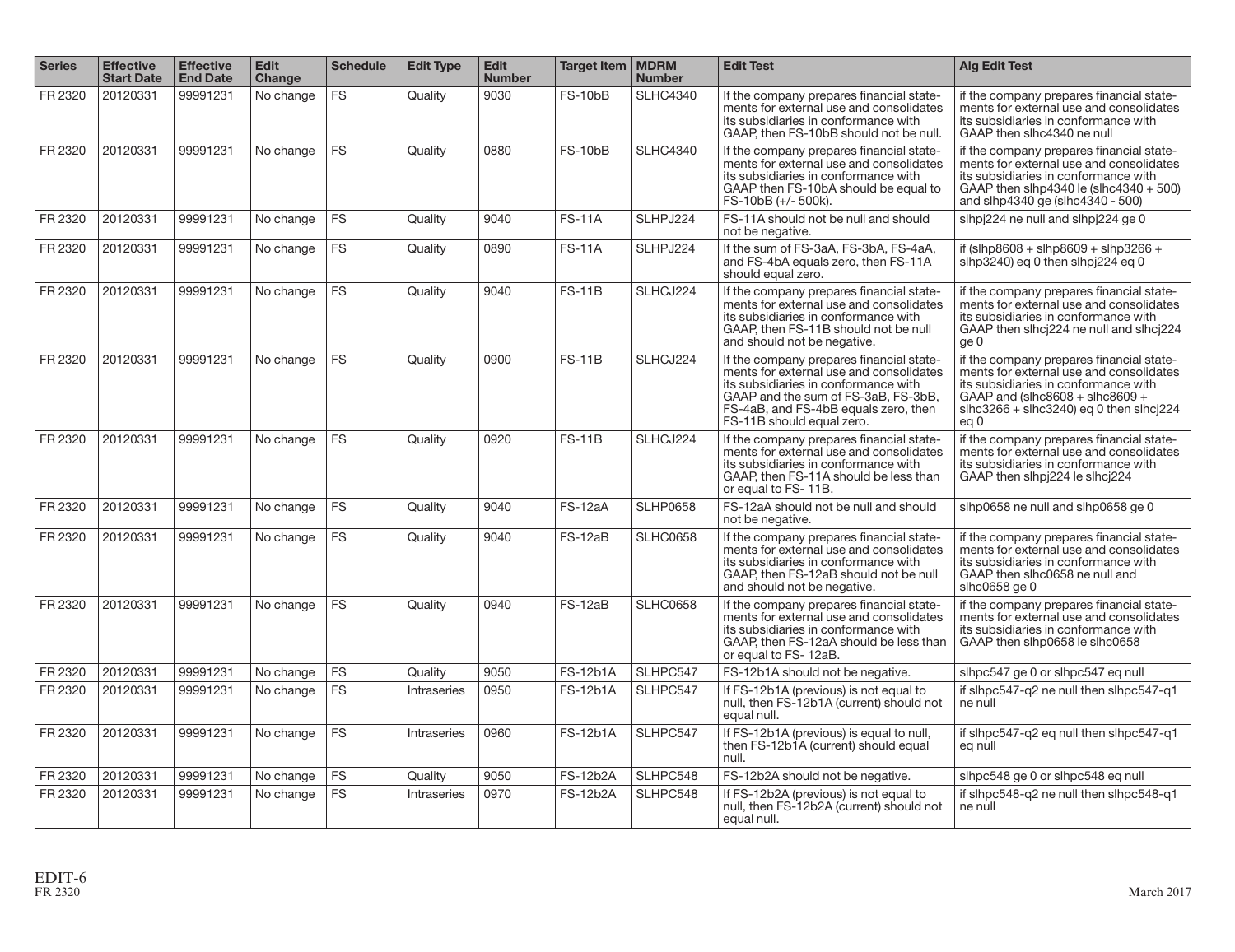| Series | Effective Start Date | Effective End Date | Edit Change | Schedule | Edit Type | Edit Number | Target Item | MDRM Number | Edit Test | Alg Edit Test |
|---|---|---|---|---|---|---|---|---|---|---|
| FR 2320 | 20120331 | 99991231 | No change | FS | Quality | 9030 | FS-10bB | SLHC4340 | If the company prepares financial statements for external use and consolidates its subsidiaries in conformance with GAAP, then FS-10bB should not be null. | if the company prepares financial statements for external use and consolidates its subsidiaries in conformance with GAAP then slhc4340 ne null |
| FR 2320 | 20120331 | 99991231 | No change | FS | Quality | 0880 | FS-10bB | SLHC4340 | If the company prepares financial statements for external use and consolidates its subsidiaries in conformance with GAAP then FS-10bA should be equal to FS-10bB (+/- 500k). | if the company prepares financial statements for external use and consolidates its subsidiaries in conformance with GAAP then slhp4340 le (slhc4340 + 500) and slhp4340 ge (slhc4340 - 500) |
| FR 2320 | 20120331 | 99991231 | No change | FS | Quality | 9040 | FS-11A | SLHPJ224 | FS-11A should not be null and should not be negative. | slhpj224 ne null and slhpj224 ge 0 |
| FR 2320 | 20120331 | 99991231 | No change | FS | Quality | 0890 | FS-11A | SLHPJ224 | If the sum of FS-3aA, FS-3bA, FS-4aA, and FS-4bA equals zero, then FS-11A should equal zero. | if (slhp8608 + slhp8609 + slhp3266 + slhp3240) eq 0 then slhpj224 eq 0 |
| FR 2320 | 20120331 | 99991231 | No change | FS | Quality | 9040 | FS-11B | SLHCJ224 | If the company prepares financial statements for external use and consolidates its subsidiaries in conformance with GAAP, then FS-11B should not be null and should not be negative. | if the company prepares financial statements for external use and consolidates its subsidiaries in conformance with GAAP then slhcj224 ne null and slhcj224 ge 0 |
| FR 2320 | 20120331 | 99991231 | No change | FS | Quality | 0900 | FS-11B | SLHCJ224 | If the company prepares financial statements for external use and consolidates its subsidiaries in conformance with GAAP and the sum of FS-3aB, FS-3bB, FS-4aB, and FS-4bB equals zero, then FS-11B should equal zero. | if the company prepares financial statements for external use and consolidates its subsidiaries in conformance with GAAP and (slhc8608 + slhc8609 + slhc3266 + slhc3240) eq 0 then slhcj224 eq 0 |
| FR 2320 | 20120331 | 99991231 | No change | FS | Quality | 0920 | FS-11B | SLHCJ224 | If the company prepares financial statements for external use and consolidates its subsidiaries in conformance with GAAP, then FS-11A should be less than or equal to FS- 11B. | if the company prepares financial statements for external use and consolidates its subsidiaries in conformance with GAAP then slhpj224 le slhcj224 |
| FR 2320 | 20120331 | 99991231 | No change | FS | Quality | 9040 | FS-12aA | SLHP0658 | FS-12aA should not be null and should not be negative. | slhp0658 ne null and slhp0658 ge 0 |
| FR 2320 | 20120331 | 99991231 | No change | FS | Quality | 9040 | FS-12aB | SLHC0658 | If the company prepares financial statements for external use and consolidates its subsidiaries in conformance with GAAP, then FS-12aB should not be null and should not be negative. | if the company prepares financial statements for external use and consolidates its subsidiaries in conformance with GAAP then slhc0658 ne null and slhc0658 ge 0 |
| FR 2320 | 20120331 | 99991231 | No change | FS | Quality | 0940 | FS-12aB | SLHC0658 | If the company prepares financial statements for external use and consolidates its subsidiaries in conformance with GAAP, then FS-12aA should be less than or equal to FS- 12aB. | if the company prepares financial statements for external use and consolidates its subsidiaries in conformance with GAAP then slhp0658 le slhc0658 |
| FR 2320 | 20120331 | 99991231 | No change | FS | Quality | 9050 | FS-12b1A | SLHPC547 | FS-12b1A should not be negative. | slhpc547 ge 0 or slhpc547 eq null |
| FR 2320 | 20120331 | 99991231 | No change | FS | Intraseries | 0950 | FS-12b1A | SLHPC547 | If FS-12b1A (previous) is not equal to null, then FS-12b1A (current) should not equal null. | if slhpc547-q2 ne null then slhpc547-q1 ne null |
| FR 2320 | 20120331 | 99991231 | No change | FS | Intraseries | 0960 | FS-12b1A | SLHPC547 | If FS-12b1A (previous) is equal to null, then FS-12b1A (current) should equal null. | if slhpc547-q2 eq null then slhpc547-q1 eq null |
| FR 2320 | 20120331 | 99991231 | No change | FS | Quality | 9050 | FS-12b2A | SLHPC548 | FS-12b2A should not be negative. | slhpc548 ge 0 or slhpc548 eq null |
| FR 2320 | 20120331 | 99991231 | No change | FS | Intraseries | 0970 | FS-12b2A | SLHPC548 | If FS-12b2A (previous) is not equal to null, then FS-12b2A (current) should not equal null. | if slhpc548-q2 ne null then slhpc548-q1 ne null |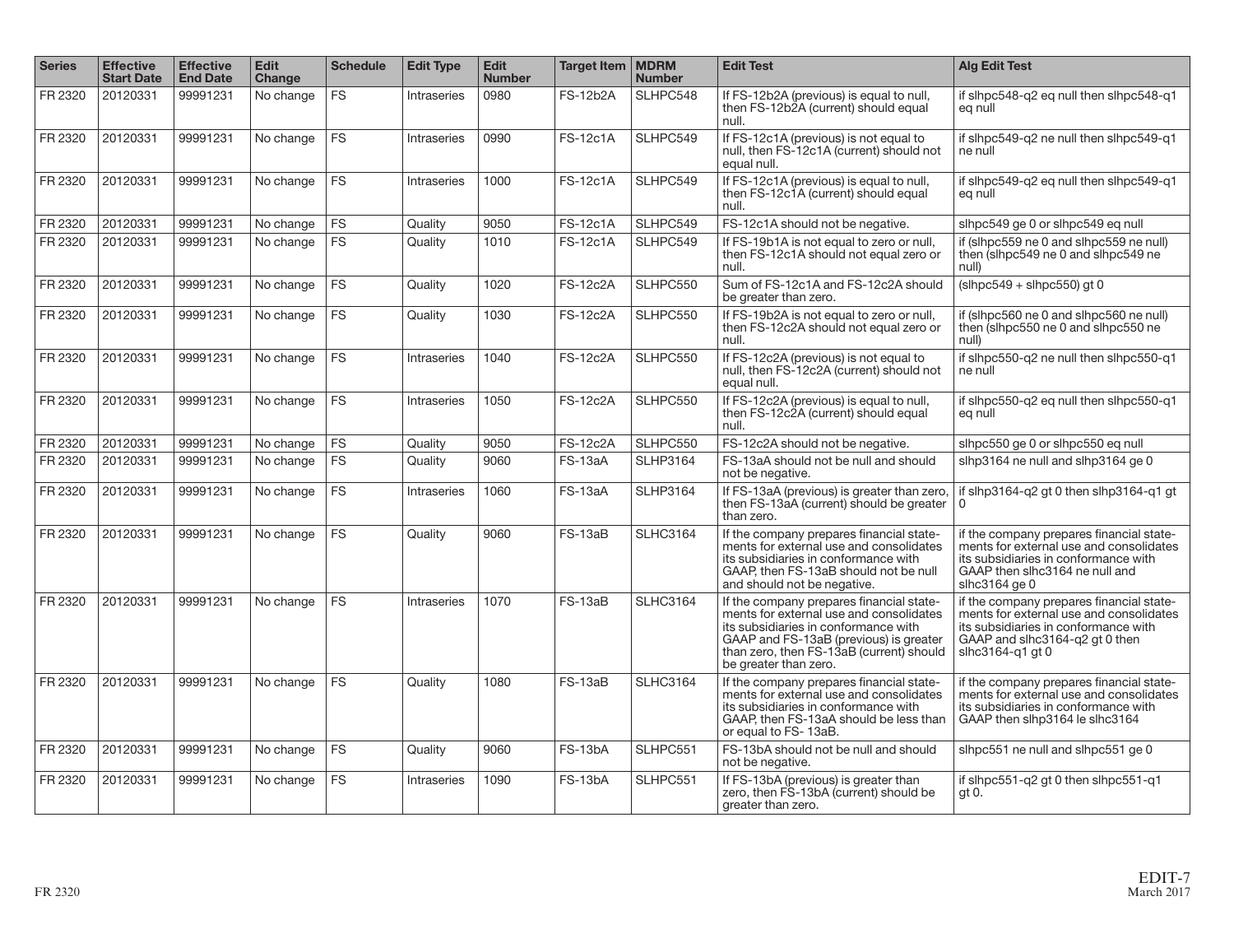| Series | Effective Start Date | Effective End Date | Edit Change | Schedule | Edit Type | Edit Number | Target Item | MDRM Number | Edit Test | Alg Edit Test |
|---|---|---|---|---|---|---|---|---|---|---|
| FR 2320 | 20120331 | 99991231 | No change | FS | Intraseries | 0980 | FS-12b2A | SLHPC548 | If FS-12b2A (previous) is equal to null, then FS-12b2A (current) should equal null. | if slhpc548-q2 eq null then slhpc548-q1 eq null |
| FR 2320 | 20120331 | 99991231 | No change | FS | Intraseries | 0990 | FS-12c1A | SLHPC549 | If FS-12c1A (previous) is not equal to null, then FS-12c1A (current) should not equal null. | if slhpc549-q2 ne null then slhpc549-q1 ne null |
| FR 2320 | 20120331 | 99991231 | No change | FS | Intraseries | 1000 | FS-12c1A | SLHPC549 | If FS-12c1A (previous) is equal to null, then FS-12c1A (current) should equal null. | if slhpc549-q2 eq null then slhpc549-q1 eq null |
| FR 2320 | 20120331 | 99991231 | No change | FS | Quality | 9050 | FS-12c1A | SLHPC549 | FS-12c1A should not be negative. | slhpc549 ge 0 or slhpc549 eq null |
| FR 2320 | 20120331 | 99991231 | No change | FS | Quality | 1010 | FS-12c1A | SLHPC549 | If FS-19b1A is not equal to zero or null, then FS-12c1A should not equal zero or null. | if (slhpc559 ne 0 and slhpc559 ne null) then (slhpc549 ne 0 and slhpc549 ne null) |
| FR 2320 | 20120331 | 99991231 | No change | FS | Quality | 1020 | FS-12c2A | SLHPC550 | Sum of FS-12c1A and FS-12c2A should be greater than zero. | (slhpc549 + slhpc550) gt 0 |
| FR 2320 | 20120331 | 99991231 | No change | FS | Quality | 1030 | FS-12c2A | SLHPC550 | If FS-19b2A is not equal to zero or null, then FS-12c2A should not equal zero or null. | if (slhpc560 ne 0 and slhpc560 ne null) then (slhpc550 ne 0 and slhpc550 ne null) |
| FR 2320 | 20120331 | 99991231 | No change | FS | Intraseries | 1040 | FS-12c2A | SLHPC550 | If FS-12c2A (previous) is not equal to null, then FS-12c2A (current) should not equal null. | if slhpc550-q2 ne null then slhpc550-q1 ne null |
| FR 2320 | 20120331 | 99991231 | No change | FS | Intraseries | 1050 | FS-12c2A | SLHPC550 | If FS-12c2A (previous) is equal to null, then FS-12c2A (current) should equal null. | if slhpc550-q2 eq null then slhpc550-q1 eq null |
| FR 2320 | 20120331 | 99991231 | No change | FS | Quality | 9050 | FS-12c2A | SLHPC550 | FS-12c2A should not be negative. | slhpc550 ge 0 or slhpc550 eq null |
| FR 2320 | 20120331 | 99991231 | No change | FS | Quality | 9060 | FS-13aA | SLHP3164 | FS-13aA should not be null and should not be negative. | slhp3164 ne null and slhp3164 ge 0 |
| FR 2320 | 20120331 | 99991231 | No change | FS | Intraseries | 1060 | FS-13aA | SLHP3164 | If FS-13aA (previous) is greater than zero, then FS-13aA (current) should be greater than zero. | if slhp3164-q2 gt 0 then slhp3164-q1 gt 0 |
| FR 2320 | 20120331 | 99991231 | No change | FS | Quality | 9060 | FS-13aB | SLHC3164 | If the company prepares financial statements for external use and consolidates its subsidiaries in conformance with GAAP, then FS-13aB should not be null and should not be negative. | if the company prepares financial statements for external use and consolidates its subsidiaries in conformance with GAAP then slhc3164 ne null and slhc3164 ge 0 |
| FR 2320 | 20120331 | 99991231 | No change | FS | Intraseries | 1070 | FS-13aB | SLHC3164 | If the company prepares financial statements for external use and consolidates its subsidiaries in conformance with GAAP and FS-13aB (previous) is greater than zero, then FS-13aB (current) should be greater than zero. | if the company prepares financial statements for external use and consolidates its subsidiaries in conformance with GAAP and slhc3164-q2 gt 0 then slhc3164-q1 gt 0 |
| FR 2320 | 20120331 | 99991231 | No change | FS | Quality | 1080 | FS-13aB | SLHC3164 | If the company prepares financial statements for external use and consolidates its subsidiaries in conformance with GAAP, then FS-13aA should be less than or equal to FS- 13aB. | if the company prepares financial statements for external use and consolidates its subsidiaries in conformance with GAAP then slhp3164 le slhc3164 |
| FR 2320 | 20120331 | 99991231 | No change | FS | Quality | 9060 | FS-13bA | SLHPC551 | FS-13bA should not be null and should not be negative. | slhpc551 ne null and slhpc551 ge 0 |
| FR 2320 | 20120331 | 99991231 | No change | FS | Intraseries | 1090 | FS-13bA | SLHPC551 | If FS-13bA (previous) is greater than zero, then FS-13bA (current) should be greater than zero. | if slhpc551-q2 gt 0 then slhpc551-q1 gt 0. |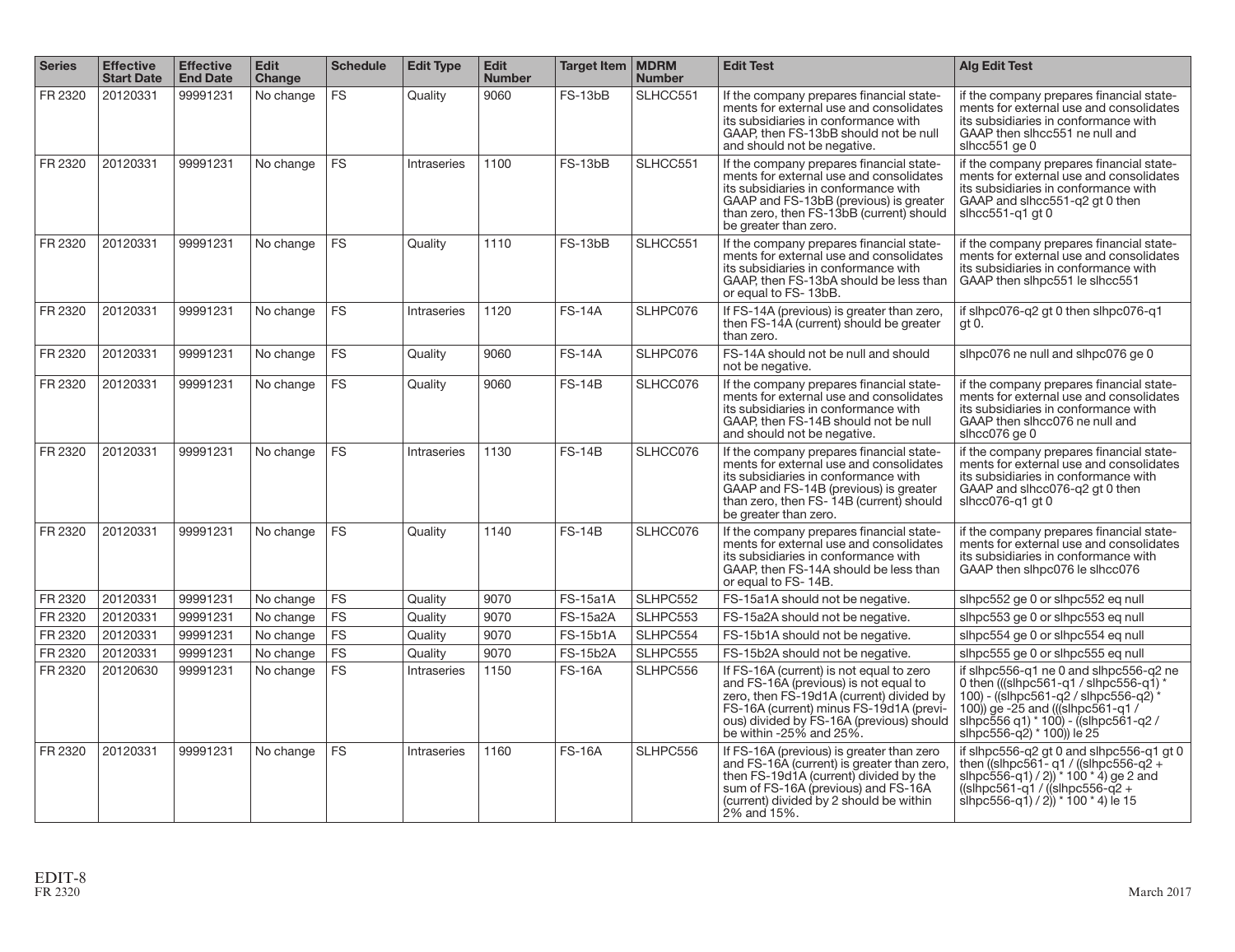| Series | Effective Start Date | Effective End Date | Edit Change | Schedule | Edit Type | Edit Number | Target Item | MDRM Number | Edit Test | Alg Edit Test |
|---|---|---|---|---|---|---|---|---|---|---|
| FR 2320 | 20120331 | 99991231 | No change | FS | Quality | 9060 | FS-13bB | SLHCC551 | If the company prepares financial statements for external use and consolidates its subsidiaries in conformance with GAAP, then FS-13bB should not be null and should not be negative. | if the company prepares financial statements for external use and consolidates its subsidiaries in conformance with GAAP then slhcc551 ne null and slhcc551 ge 0 |
| FR 2320 | 20120331 | 99991231 | No change | FS | Intraseries | 1100 | FS-13bB | SLHCC551 | If the company prepares financial statements for external use and consolidates its subsidiaries in conformance with GAAP and FS-13bB (previous) is greater than zero, then FS-13bB (current) should be greater than zero. | if the company prepares financial statements for external use and consolidates its subsidiaries in conformance with GAAP and slhcc551-q2 gt 0 then slhcc551-q1 gt 0 |
| FR 2320 | 20120331 | 99991231 | No change | FS | Quality | 1110 | FS-13bB | SLHCC551 | If the company prepares financial statements for external use and consolidates its subsidiaries in conformance with GAAP, then FS-13bA should be less than or equal to FS- 13bB. | if the company prepares financial statements for external use and consolidates its subsidiaries in conformance with GAAP then slhpc551 le slhcc551 |
| FR 2320 | 20120331 | 99991231 | No change | FS | Intraseries | 1120 | FS-14A | SLHPC076 | If FS-14A (previous) is greater than zero, then FS-14A (current) should be greater than zero. | if slhpc076-q2 gt 0 then slhpc076-q1 gt 0. |
| FR 2320 | 20120331 | 99991231 | No change | FS | Quality | 9060 | FS-14A | SLHPC076 | FS-14A should not be null and should not be negative. | slhpc076 ne null and slhpc076 ge 0 |
| FR 2320 | 20120331 | 99991231 | No change | FS | Quality | 9060 | FS-14B | SLHCC076 | If the company prepares financial statements for external use and consolidates its subsidiaries in conformance with GAAP, then FS-14B should not be null and should not be negative. | if the company prepares financial statements for external use and consolidates its subsidiaries in conformance with GAAP then slhcc076 ne null and slhcc076 ge 0 |
| FR 2320 | 20120331 | 99991231 | No change | FS | Intraseries | 1130 | FS-14B | SLHCC076 | If the company prepares financial statements for external use and consolidates its subsidiaries in conformance with GAAP and FS-14B (previous) is greater than zero, then FS- 14B (current) should be greater than zero. | if the company prepares financial statements for external use and consolidates its subsidiaries in conformance with GAAP and slhcc076-q2 gt 0 then slhcc076-q1 gt 0 |
| FR 2320 | 20120331 | 99991231 | No change | FS | Quality | 1140 | FS-14B | SLHCC076 | If the company prepares financial statements for external use and consolidates its subsidiaries in conformance with GAAP, then FS-14A should be less than or equal to FS- 14B. | if the company prepares financial statements for external use and consolidates its subsidiaries in conformance with GAAP then slhpc076 le slhcc076 |
| FR 2320 | 20120331 | 99991231 | No change | FS | Quality | 9070 | FS-15a1A | SLHPC552 | FS-15a1A should not be negative. | slhpc552 ge 0 or slhpc552 eq null |
| FR 2320 | 20120331 | 99991231 | No change | FS | Quality | 9070 | FS-15a2A | SLHPC553 | FS-15a2A should not be negative. | slhpc553 ge 0 or slhpc553 eq null |
| FR 2320 | 20120331 | 99991231 | No change | FS | Quality | 9070 | FS-15b1A | SLHPC554 | FS-15b1A should not be negative. | slhpc554 ge 0 or slhpc554 eq null |
| FR 2320 | 20120331 | 99991231 | No change | FS | Quality | 9070 | FS-15b2A | SLHPC555 | FS-15b2A should not be negative. | slhpc555 ge 0 or slhpc555 eq null |
| FR 2320 | 20120630 | 99991231 | No change | FS | Intraseries | 1150 | FS-16A | SLHPC556 | If FS-16A (current) is not equal to zero and FS-16A (previous) is not equal to zero, then FS-19d1A (current) divided by FS-16A (current) minus FS-19d1A (previous) divided by FS-16A (previous) should be within -25% and 25%. | if slhpc556-q1 ne 0 and slhpc556-q2 ne 0 then (((slhpc561-q1 / slhpc556-q1) * 100) - ((slhpc561-q2 / slhpc556-q2) * 100)) ge -25 and (((slhpc561-q1 / slhpc556 q1) * 100) - ((slhpc561-q2 / slhpc556-q2) * 100)) le 25 |
| FR 2320 | 20120331 | 99991231 | No change | FS | Intraseries | 1160 | FS-16A | SLHPC556 | If FS-16A (previous) is greater than zero and FS-16A (current) is greater than zero, then FS-19d1A (current) divided by the sum of FS-16A (previous) and FS-16A (current) divided by 2 should be within 2% and 15%. | if slhpc556-q2 gt 0 and slhpc556-q1 gt 0 then ((slhpc561- q1 / ((slhpc556-q2 + slhpc556-q1) / 2)) * 100 * 4) ge 2 and ((slhpc561-q1 / ((slhpc556-q2 + slhpc556-q1) / 2)) * 100 * 4) le 15 |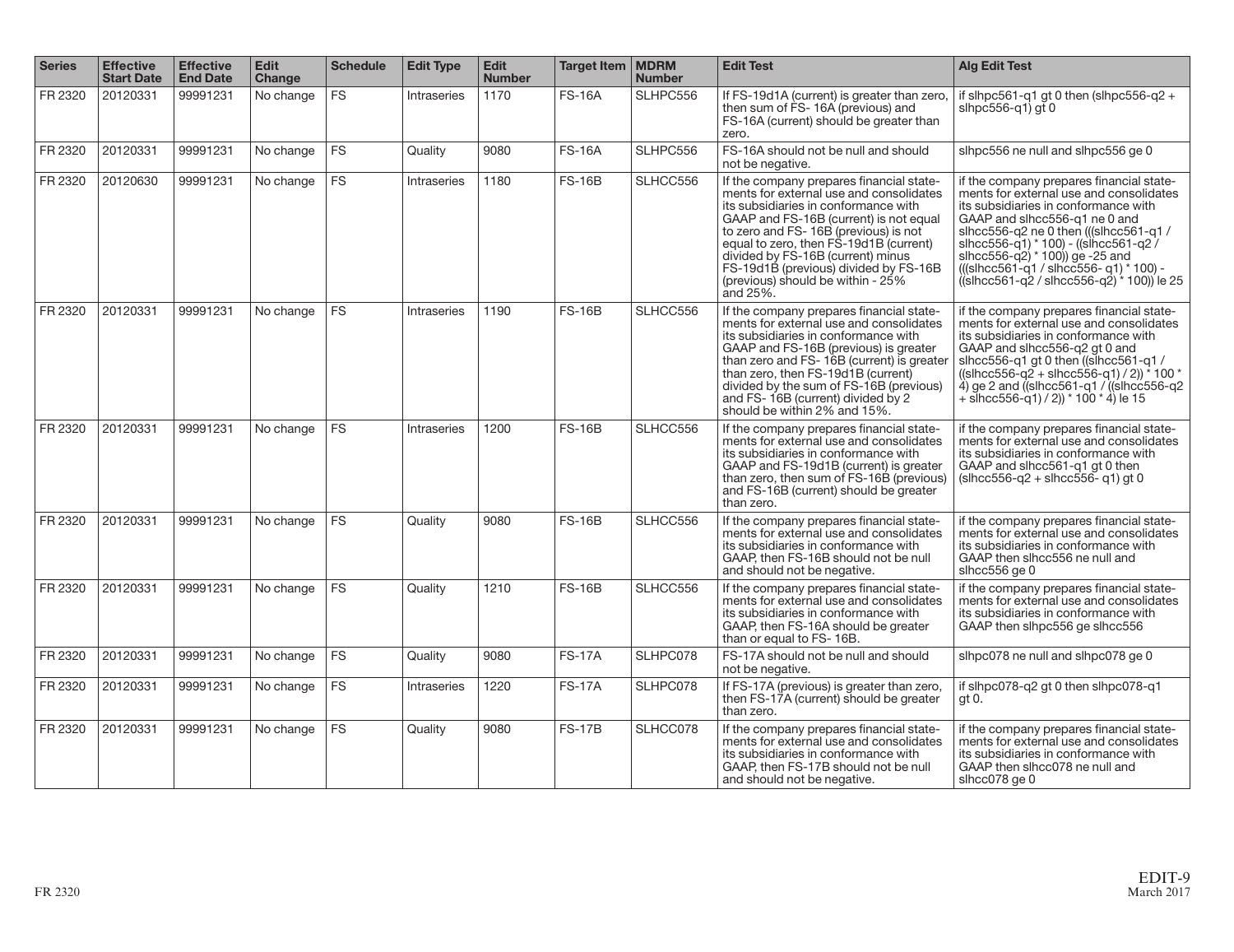| Series | Effective Start Date | Effective End Date | Edit Change | Schedule | Edit Type | Edit Number | Target Item | MDRM Number | Edit Test | Alg Edit Test |
|---|---|---|---|---|---|---|---|---|---|---|
| FR 2320 | 20120331 | 99991231 | No change | FS | Intraseries | 1170 | FS-16A | SLHPC556 | If FS-19d1A (current) is greater than zero, then sum of FS- 16A (previous) and FS-16A (current) should be greater than zero. | if slhpc561-q1 gt 0 then (slhpc556-q2 + slhpc556-q1) gt 0 |
| FR 2320 | 20120331 | 99991231 | No change | FS | Quality | 9080 | FS-16A | SLHPC556 | FS-16A should not be null and should not be negative. | slhpc556 ne null and slhpc556 ge 0 |
| FR 2320 | 20120630 | 99991231 | No change | FS | Intraseries | 1180 | FS-16B | SLHCC556 | If the company prepares financial statements for external use and consolidates its subsidiaries in conformance with GAAP and FS-16B (current) is not equal to zero and FS- 16B (previous) is not equal to zero, then FS-19d1B (current) divided by FS-16B (current) minus FS-19d1B (previous) divided by FS-16B (previous) should be within - 25% and 25%. | if the company prepares financial statements for external use and consolidates its subsidiaries in conformance with GAAP and slhcc556-q1 ne 0 and slhcc556-q2 ne 0 then (((slhcc561-q1 / slhcc556-q1) * 100) - ((slhcc561-q2 / slhcc556-q2) * 100)) ge -25 and (((slhcc561-q1 / slhcc556- q1) * 100) - ((slhcc561-q2 / slhcc556-q2) * 100)) le 25 |
| FR 2320 | 20120331 | 99991231 | No change | FS | Intraseries | 1190 | FS-16B | SLHCC556 | If the company prepares financial statements for external use and consolidates its subsidiaries in conformance with GAAP and FS-16B (previous) is greater than zero and FS- 16B (current) is greater than zero, then FS-19d1B (current) divided by the sum of FS-16B (previous) and FS- 16B (current) divided by 2 should be within 2% and 15%. | if the company prepares financial statements for external use and consolidates its subsidiaries in conformance with GAAP and slhcc556-q2 gt 0 and slhcc556-q1 gt 0 then ((slhcc561-q1 / ((slhcc556-q2 + slhcc556-q1) / 2)) * 100 * 4) ge 2 and ((slhcc561-q1 / ((slhcc556-q2 + slhcc556-q1) / 2)) * 100 * 4) le 15 |
| FR 2320 | 20120331 | 99991231 | No change | FS | Intraseries | 1200 | FS-16B | SLHCC556 | If the company prepares financial statements for external use and consolidates its subsidiaries in conformance with GAAP and FS-19d1B (current) is greater than zero, then sum of FS-16B (previous) and FS-16B (current) should be greater than zero. | if the company prepares financial statements for external use and consolidates its subsidiaries in conformance with GAAP and slhcc561-q1 gt 0 then (slhcc556-q2 + slhcc556- q1) gt 0 |
| FR 2320 | 20120331 | 99991231 | No change | FS | Quality | 9080 | FS-16B | SLHCC556 | If the company prepares financial statements for external use and consolidates its subsidiaries in conformance with GAAP, then FS-16B should not be null and should not be negative. | if the company prepares financial statements for external use and consolidates its subsidiaries in conformance with GAAP then slhcc556 ne null and slhcc556 ge 0 |
| FR 2320 | 20120331 | 99991231 | No change | FS | Quality | 1210 | FS-16B | SLHCC556 | If the company prepares financial statements for external use and consolidates its subsidiaries in conformance with GAAP, then FS-16A should be greater than or equal to FS- 16B. | if the company prepares financial statements for external use and consolidates its subsidiaries in conformance with GAAP then slhpc556 ge slhcc556 |
| FR 2320 | 20120331 | 99991231 | No change | FS | Quality | 9080 | FS-17A | SLHPC078 | FS-17A should not be null and should not be negative. | slhpc078 ne null and slhpc078 ge 0 |
| FR 2320 | 20120331 | 99991231 | No change | FS | Intraseries | 1220 | FS-17A | SLHPC078 | If FS-17A (previous) is greater than zero, then FS-17A (current) should be greater than zero. | if slhpc078-q2 gt 0 then slhpc078-q1 gt 0. |
| FR 2320 | 20120331 | 99991231 | No change | FS | Quality | 9080 | FS-17B | SLHCC078 | If the company prepares financial statements for external use and consolidates its subsidiaries in conformance with GAAP, then FS-17B should not be null and should not be negative. | if the company prepares financial statements for external use and consolidates its subsidiaries in conformance with GAAP then slhcc078 ne null and slhcc078 ge 0 |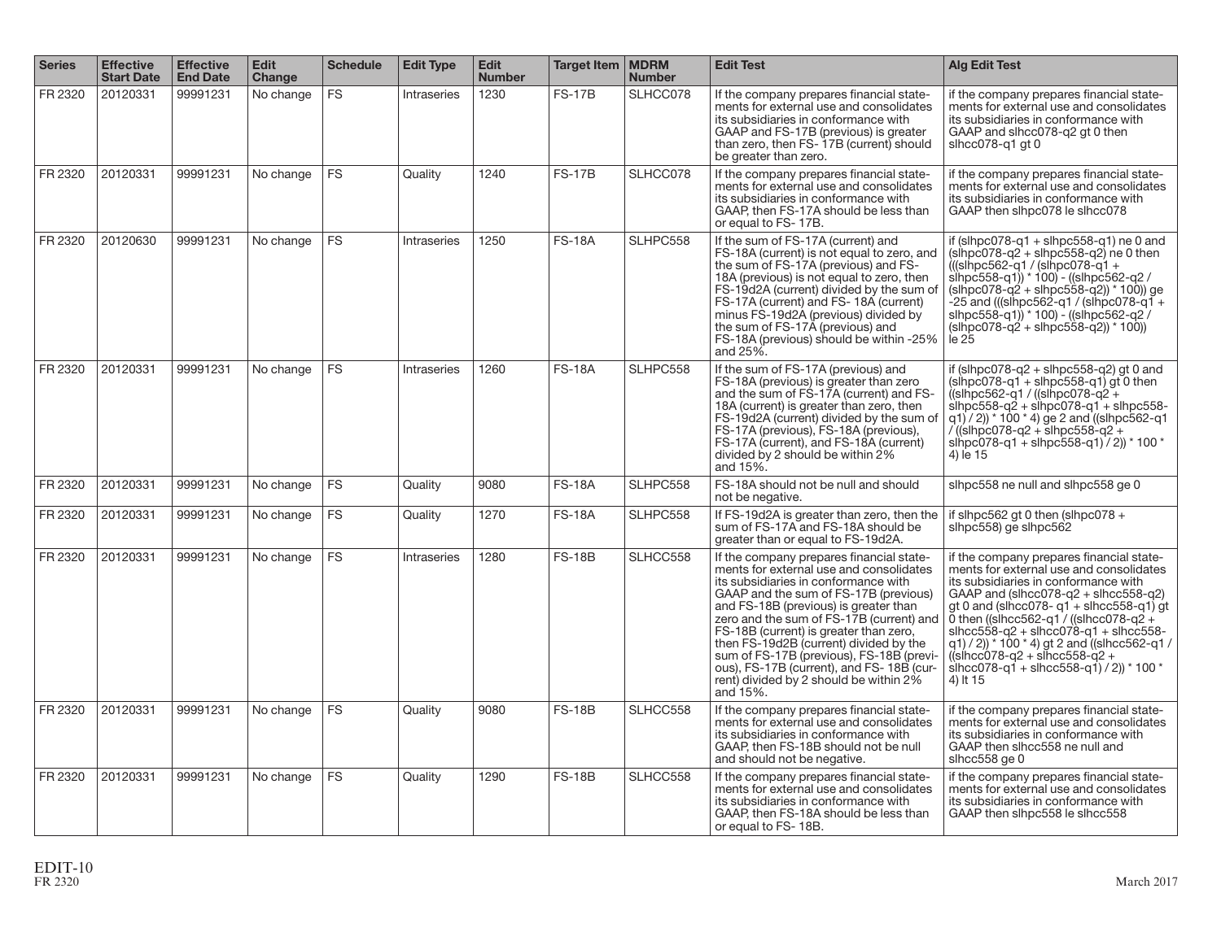| Series | Effective Start Date | Effective End Date | Edit Change | Schedule | Edit Type | Edit Number | Target Item | MDRM Number | Edit Test | Alg Edit Test |
|---|---|---|---|---|---|---|---|---|---|---|
| FR 2320 | 20120331 | 99991231 | No change | FS | Intraseries | 1230 | FS-17B | SLHCC078 | If the company prepares financial statements for external use and consolidates its subsidiaries in conformance with GAAP and FS-17B (previous) is greater than zero, then FS- 17B (current) should be greater than zero. | if the company prepares financial statements for external use and consolidates its subsidiaries in conformance with GAAP and slhcc078-q2 gt 0 then slhcc078-q1 gt 0 |
| FR 2320 | 20120331 | 99991231 | No change | FS | Quality | 1240 | FS-17B | SLHCC078 | If the company prepares financial statements for external use and consolidates its subsidiaries in conformance with GAAP, then FS-17A should be less than or equal to FS- 17B. | if the company prepares financial statements for external use and consolidates its subsidiaries in conformance with GAAP then slhpc078 le slhcc078 |
| FR 2320 | 20120630 | 99991231 | No change | FS | Intraseries | 1250 | FS-18A | SLHPC558 | If the sum of FS-17A (current) and FS-18A (current) is not equal to zero, and the sum of FS-17A (previous) and FS-18A (previous) is not equal to zero, then FS-19d2A (current) divided by the sum of FS-17A (current) and FS- 18A (current) minus FS-19d2A (previous) divided by the sum of FS-17A (previous) and FS-18A (previous) should be within -25% and 25%. | if (slhpc078-q1 + slhpc558-q1) ne 0 and (slhpc078-q2 + slhpc558-q2) ne 0 then (((slhpc562-q1 / (slhpc078-q1 + slhpc558-q1)) * 100) - ((slhpc562-q2 / (slhpc078-q2 + slhpc558-q2)) * 100)) ge -25 and (((slhpc562-q1 / (slhpc078-q1 + slhpc558-q1)) * 100) - ((slhpc562-q2 / (slhpc078-q2 + slhpc558-q2)) * 100)) le 25 |
| FR 2320 | 20120331 | 99991231 | No change | FS | Intraseries | 1260 | FS-18A | SLHPC558 | If the sum of FS-17A (previous) and FS-18A (previous) is greater than zero and the sum of FS-17A (current) and FS-18A (current) is greater than zero, then FS-19d2A (current) divided by the sum of FS-17A (previous), FS-18A (previous), FS-17A (current), and FS-18A (current) divided by 2 should be within 2% and 15%. | if (slhpc078-q2 + slhpc558-q2) gt 0 and (slhpc078-q1 + slhpc558-q1) gt 0 then ((slhpc562-q1 / ((slhpc078-q2 + slhpc558-q2 + slhpc078-q1 + slhpc558-q1) / 2)) * 100 * 4) ge 2 and ((slhpc562-q1 / ((slhpc078-q2 + slhpc558-q2 + slhpc078-q1 + slhpc558-q1) / 2)) * 100 * 4) le 15 |
| FR 2320 | 20120331 | 99991231 | No change | FS | Quality | 9080 | FS-18A | SLHPC558 | FS-18A should not be null and should not be negative. | slhpc558 ne null and slhpc558 ge 0 |
| FR 2320 | 20120331 | 99991231 | No change | FS | Quality | 1270 | FS-18A | SLHPC558 | If FS-19d2A is greater than zero, then the sum of FS-17A and FS-18A should be greater than or equal to FS-19d2A. | if slhpc562 gt 0 then (slhpc078 + slhpc558) ge slhpc562 |
| FR 2320 | 20120331 | 99991231 | No change | FS | Intraseries | 1280 | FS-18B | SLHCC558 | If the company prepares financial statements for external use and consolidates its subsidiaries in conformance with GAAP and the sum of FS-17B (previous) and FS-18B (previous) is greater than zero and the sum of FS-17B (current) and FS-18B (current) is greater than zero, then FS-19d2B (current) divided by the sum of FS-17B (previous), FS-18B (previous), FS-17B (current), and FS- 18B (current) divided by 2 should be within 2% and 15%. | if the company prepares financial statements for external use and consolidates its subsidiaries in conformance with GAAP and (slhcc078-q2 + slhcc558-q2) gt 0 and (slhcc078- q1 + slhcc558-q1) gt 0 then ((slhcc562-q1 / ((slhcc078-q2 + slhcc558-q2 + slhcc078-q1 + slhcc558-q1) / 2)) * 100 * 4) gt 2 and ((slhcc562-q1 / ((slhcc078-q2 + slhcc558-q2 + slhcc078-q1 + slhcc558-q1) / 2)) * 100 * 4) lt 15 |
| FR 2320 | 20120331 | 99991231 | No change | FS | Quality | 9080 | FS-18B | SLHCC558 | If the company prepares financial statements for external use and consolidates its subsidiaries in conformance with GAAP, then FS-18B should not be null and should not be negative. | if the company prepares financial statements for external use and consolidates its subsidiaries in conformance with GAAP then slhcc558 ne null and slhcc558 ge 0 |
| FR 2320 | 20120331 | 99991231 | No change | FS | Quality | 1290 | FS-18B | SLHCC558 | If the company prepares financial statements for external use and consolidates its subsidiaries in conformance with GAAP, then FS-18A should be less than or equal to FS- 18B. | if the company prepares financial statements for external use and consolidates its subsidiaries in conformance with GAAP then slhpc558 le slhcc558 |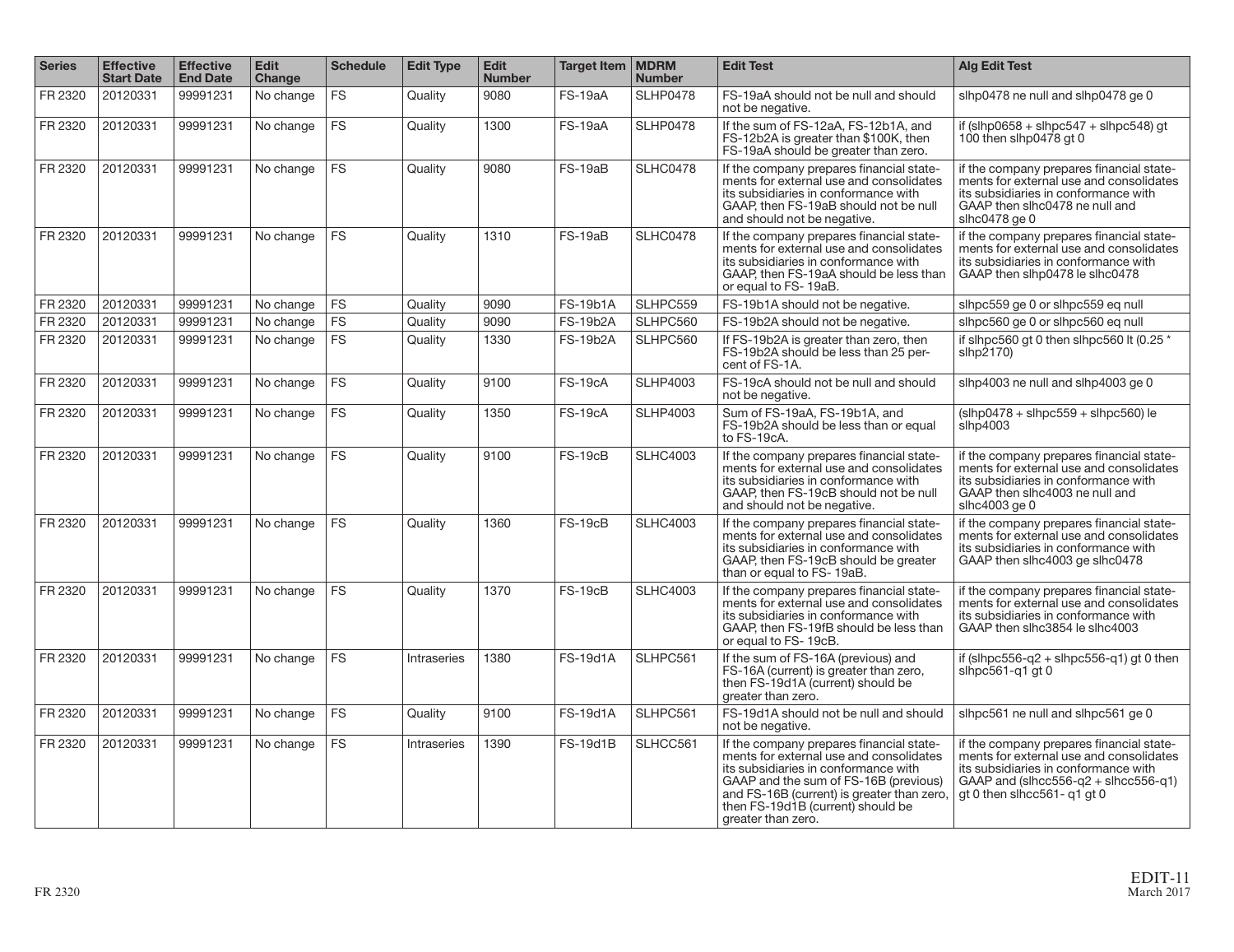| Series | Effective Start Date | Effective End Date | Edit Change | Schedule | Edit Type | Edit Number | Target Item | MDRM Number | Edit Test | Alg Edit Test |
|---|---|---|---|---|---|---|---|---|---|---|
| FR 2320 | 20120331 | 99991231 | No change | FS | Quality | 9080 | FS-19aA | SLHP0478 | FS-19aA should not be null and should not be negative. | slhp0478 ne null and slhp0478 ge 0 |
| FR 2320 | 20120331 | 99991231 | No change | FS | Quality | 1300 | FS-19aA | SLHP0478 | If the sum of FS-12aA, FS-12b1A, and FS-12b2A is greater than $100K, then FS-19aA should be greater than zero. | if (slhp0658 + slhpc547 + slhpc548) gt 100 then slhp0478 gt 0 |
| FR 2320 | 20120331 | 99991231 | No change | FS | Quality | 9080 | FS-19aB | SLHC0478 | If the company prepares financial statements for external use and consolidates its subsidiaries in conformance with GAAP, then FS-19aB should not be null and should not be negative. | if the company prepares financial statements for external use and consolidates its subsidiaries in conformance with GAAP then slhc0478 ne null and slhc0478 ge 0 |
| FR 2320 | 20120331 | 99991231 | No change | FS | Quality | 1310 | FS-19aB | SLHC0478 | If the company prepares financial statements for external use and consolidates its subsidiaries in conformance with GAAP, then FS-19aA should be less than or equal to FS- 19aB. | if the company prepares financial statements for external use and consolidates its subsidiaries in conformance with GAAP then slhp0478 le slhc0478 |
| FR 2320 | 20120331 | 99991231 | No change | FS | Quality | 9090 | FS-19b1A | SLHPC559 | FS-19b1A should not be negative. | slhpc559 ge 0 or slhpc559 eq null |
| FR 2320 | 20120331 | 99991231 | No change | FS | Quality | 9090 | FS-19b2A | SLHPC560 | FS-19b2A should not be negative. | slhpc560 ge 0 or slhpc560 eq null |
| FR 2320 | 20120331 | 99991231 | No change | FS | Quality | 1330 | FS-19b2A | SLHPC560 | If FS-19b2A is greater than zero, then FS-19b2A should be less than 25 percent of FS-1A. | if slhpc560 gt 0 then slhpc560 lt (0.25 * slhp2170) |
| FR 2320 | 20120331 | 99991231 | No change | FS | Quality | 9100 | FS-19cA | SLHP4003 | FS-19cA should not be null and should not be negative. | slhp4003 ne null and slhp4003 ge 0 |
| FR 2320 | 20120331 | 99991231 | No change | FS | Quality | 1350 | FS-19cA | SLHP4003 | Sum of FS-19aA, FS-19b1A, and FS-19b2A should be less than or equal to FS-19cA. | (slhp0478 + slhpc559 + slhpc560) le slhp4003 |
| FR 2320 | 20120331 | 99991231 | No change | FS | Quality | 9100 | FS-19cB | SLHC4003 | If the company prepares financial statements for external use and consolidates its subsidiaries in conformance with GAAP, then FS-19cB should not be null and should not be negative. | if the company prepares financial statements for external use and consolidates its subsidiaries in conformance with GAAP then slhc4003 ne null and slhc4003 ge 0 |
| FR 2320 | 20120331 | 99991231 | No change | FS | Quality | 1360 | FS-19cB | SLHC4003 | If the company prepares financial statements for external use and consolidates its subsidiaries in conformance with GAAP, then FS-19cB should be greater than or equal to FS- 19aB. | if the company prepares financial statements for external use and consolidates its subsidiaries in conformance with GAAP then slhc4003 ge slhc0478 |
| FR 2320 | 20120331 | 99991231 | No change | FS | Quality | 1370 | FS-19cB | SLHC4003 | If the company prepares financial statements for external use and consolidates its subsidiaries in conformance with GAAP, then FS-19fB should be less than or equal to FS- 19cB. | if the company prepares financial statements for external use and consolidates its subsidiaries in conformance with GAAP then slhc3854 le slhc4003 |
| FR 2320 | 20120331 | 99991231 | No change | FS | Intraseries | 1380 | FS-19d1A | SLHPC561 | If the sum of FS-16A (previous) and FS-16A (current) is greater than zero, then FS-19d1A (current) should be greater than zero. | if (slhpc556-q2 + slhpc556-q1) gt 0 then slhpc561-q1 gt 0 |
| FR 2320 | 20120331 | 99991231 | No change | FS | Quality | 9100 | FS-19d1A | SLHPC561 | FS-19d1A should not be null and should not be negative. | slhpc561 ne null and slhpc561 ge 0 |
| FR 2320 | 20120331 | 99991231 | No change | FS | Intraseries | 1390 | FS-19d1B | SLHCC561 | If the company prepares financial statements for external use and consolidates its subsidiaries in conformance with GAAP and the sum of FS-16B (previous) and FS-16B (current) is greater than zero, then FS-19d1B (current) should be greater than zero. | if the company prepares financial statements for external use and consolidates its subsidiaries in conformance with GAAP and (slhcc556-q2 + slhcc556-q1) gt 0 then slhcc561- q1 gt 0 |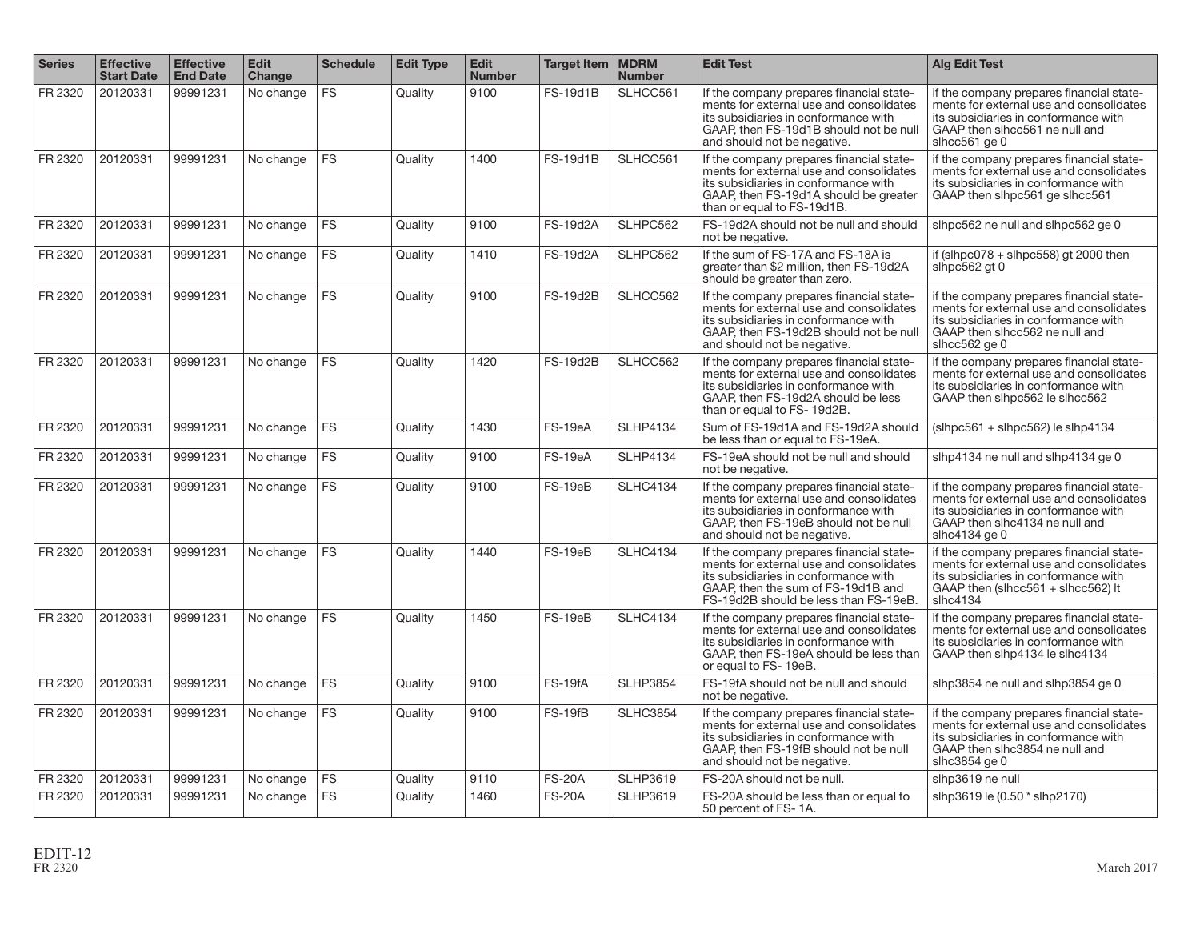| Series | Effective Start Date | Effective End Date | Edit Change | Schedule | Edit Type | Edit Number | Target Item | MDRM Number | Edit Test | Alg Edit Test |
|---|---|---|---|---|---|---|---|---|---|---|
| FR 2320 | 20120331 | 99991231 | No change | FS | Quality | 9100 | FS-19d1B | SLHCC561 | If the company prepares financial statements for external use and consolidates its subsidiaries in conformance with GAAP, then FS-19d1B should not be null and should not be negative. | if the company prepares financial statements for external use and consolidates its subsidiaries in conformance with GAAP then slhcc561 ne null and slhcc561 ge 0 |
| FR 2320 | 20120331 | 99991231 | No change | FS | Quality | 1400 | FS-19d1B | SLHCC561 | If the company prepares financial statements for external use and consolidates its subsidiaries in conformance with GAAP, then FS-19d1A should be greater than or equal to FS-19d1B. | if the company prepares financial statements for external use and consolidates its subsidiaries in conformance with GAAP then slhpc561 ge slhcc561 |
| FR 2320 | 20120331 | 99991231 | No change | FS | Quality | 9100 | FS-19d2A | SLHPC562 | FS-19d2A should not be null and should not be negative. | slhpc562 ne null and slhpc562 ge 0 |
| FR 2320 | 20120331 | 99991231 | No change | FS | Quality | 1410 | FS-19d2A | SLHPC562 | If the sum of FS-17A and FS-18A is greater than $2 million, then FS-19d2A should be greater than zero. | if (slhpc078 + slhpc558) gt 2000 then slhpc562 gt 0 |
| FR 2320 | 20120331 | 99991231 | No change | FS | Quality | 9100 | FS-19d2B | SLHCC562 | If the company prepares financial statements for external use and consolidates its subsidiaries in conformance with GAAP, then FS-19d2B should not be null and should not be negative. | if the company prepares financial statements for external use and consolidates its subsidiaries in conformance with GAAP then slhcc562 ne null and slhcc562 ge 0 |
| FR 2320 | 20120331 | 99991231 | No change | FS | Quality | 1420 | FS-19d2B | SLHCC562 | If the company prepares financial statements for external use and consolidates its subsidiaries in conformance with GAAP, then FS-19d2A should be less than or equal to FS- 19d2B. | if the company prepares financial statements for external use and consolidates its subsidiaries in conformance with GAAP then slhpc562 le slhcc562 |
| FR 2320 | 20120331 | 99991231 | No change | FS | Quality | 1430 | FS-19eA | SLHP4134 | Sum of FS-19d1A and FS-19d2A should be less than or equal to FS-19eA. | (slhpc561 + slhpc562) le slhp4134 |
| FR 2320 | 20120331 | 99991231 | No change | FS | Quality | 9100 | FS-19eA | SLHP4134 | FS-19eA should not be null and should not be negative. | slhp4134 ne null and slhp4134 ge 0 |
| FR 2320 | 20120331 | 99991231 | No change | FS | Quality | 9100 | FS-19eB | SLHC4134 | If the company prepares financial statements for external use and consolidates its subsidiaries in conformance with GAAP, then FS-19eB should not be null and should not be negative. | if the company prepares financial statements for external use and consolidates its subsidiaries in conformance with GAAP then slhc4134 ne null and slhc4134 ge 0 |
| FR 2320 | 20120331 | 99991231 | No change | FS | Quality | 1440 | FS-19eB | SLHC4134 | If the company prepares financial statements for external use and consolidates its subsidiaries in conformance with GAAP, then the sum of FS-19d1B and FS-19d2B should be less than FS-19eB. | if the company prepares financial statements for external use and consolidates its subsidiaries in conformance with GAAP then (slhcc561 + slhcc562) lt slhc4134 |
| FR 2320 | 20120331 | 99991231 | No change | FS | Quality | 1450 | FS-19eB | SLHC4134 | If the company prepares financial statements for external use and consolidates its subsidiaries in conformance with GAAP, then FS-19eA should be less than or equal to FS- 19eB. | if the company prepares financial statements for external use and consolidates its subsidiaries in conformance with GAAP then slhp4134 le slhc4134 |
| FR 2320 | 20120331 | 99991231 | No change | FS | Quality | 9100 | FS-19fA | SLHP3854 | FS-19fA should not be null and should not be negative. | slhp3854 ne null and slhp3854 ge 0 |
| FR 2320 | 20120331 | 99991231 | No change | FS | Quality | 9100 | FS-19fB | SLHC3854 | If the company prepares financial statements for external use and consolidates its subsidiaries in conformance with GAAP, then FS-19fB should not be null and should not be negative. | if the company prepares financial statements for external use and consolidates its subsidiaries in conformance with GAAP then slhc3854 ne null and slhc3854 ge 0 |
| FR 2320 | 20120331 | 99991231 | No change | FS | Quality | 9110 | FS-20A | SLHP3619 | FS-20A should not be null. | slhp3619 ne null |
| FR 2320 | 20120331 | 99991231 | No change | FS | Quality | 1460 | FS-20A | SLHP3619 | FS-20A should be less than or equal to 50 percent of FS- 1A. | slhp3619 le (0.50 * slhp2170) |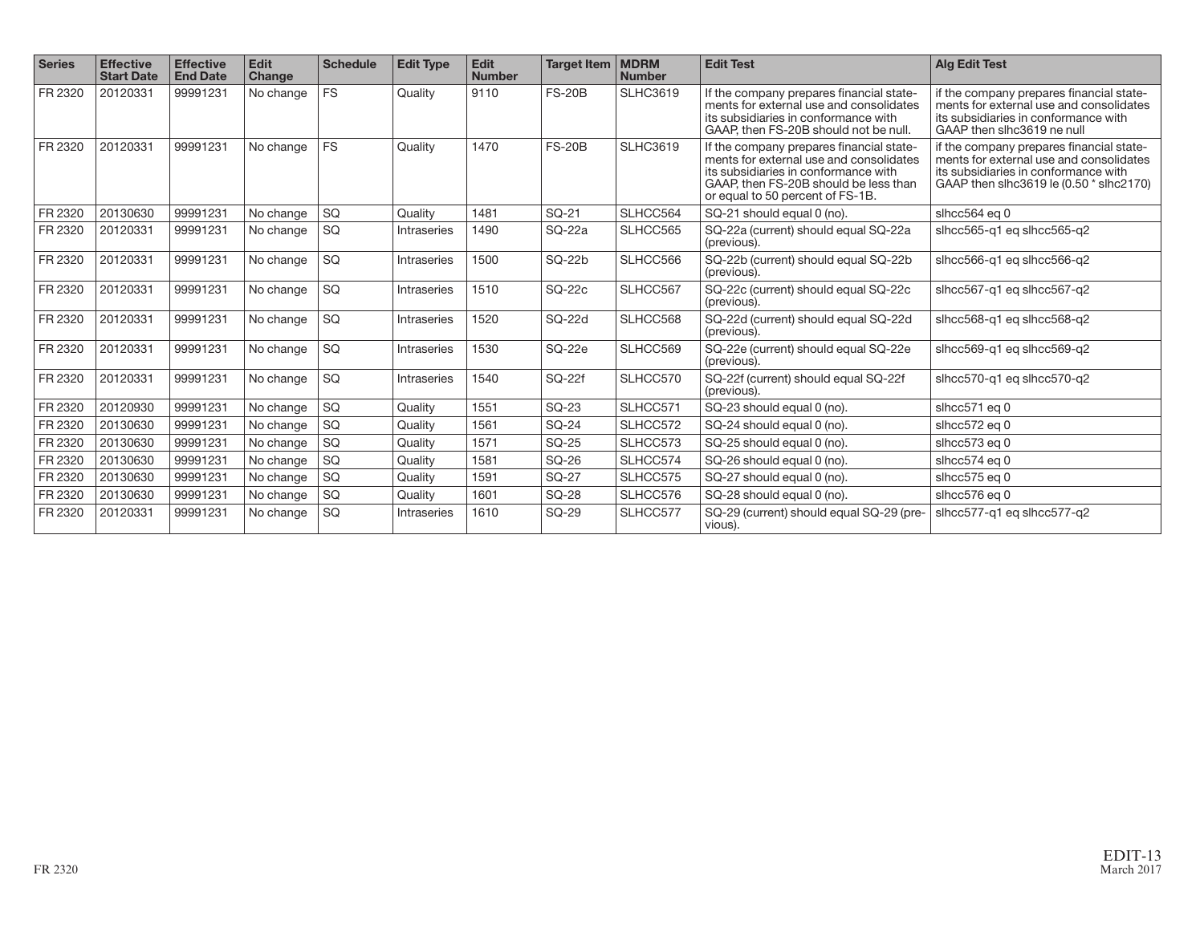| Series | Effective Start Date | Effective End Date | Edit Change | Schedule | Edit Type | Edit Number | Target Item | MDRM Number | Edit Test | Alg Edit Test |
|---|---|---|---|---|---|---|---|---|---|---|
| FR 2320 | 20120331 | 99991231 | No change | FS | Quality | 9110 | FS-20B | SLHC3619 | If the company prepares financial statements for external use and consolidates its subsidiaries in conformance with GAAP, then FS-20B should not be null. | if the company prepares financial statements for external use and consolidates its subsidiaries in conformance with GAAP then slhc3619 ne null |
| FR 2320 | 20120331 | 99991231 | No change | FS | Quality | 1470 | FS-20B | SLHC3619 | If the company prepares financial statements for external use and consolidates its subsidiaries in conformance with GAAP, then FS-20B should be less than or equal to 50 percent of FS-1B. | if the company prepares financial statements for external use and consolidates its subsidiaries in conformance with GAAP then slhc3619 le (0.50 * slhc2170) |
| FR 2320 | 20130630 | 99991231 | No change | SQ | Quality | 1481 | SQ-21 | SLHCC564 | SQ-21 should equal 0 (no). | slhcc564 eq 0 |
| FR 2320 | 20120331 | 99991231 | No change | SQ | Intraseries | 1490 | SQ-22a | SLHCC565 | SQ-22a (current) should equal SQ-22a (previous). | slhcc565-q1 eq slhcc565-q2 |
| FR 2320 | 20120331 | 99991231 | No change | SQ | Intraseries | 1500 | SQ-22b | SLHCC566 | SQ-22b (current) should equal SQ-22b (previous). | slhcc566-q1 eq slhcc566-q2 |
| FR 2320 | 20120331 | 99991231 | No change | SQ | Intraseries | 1510 | SQ-22c | SLHCC567 | SQ-22c (current) should equal SQ-22c (previous). | slhcc567-q1 eq slhcc567-q2 |
| FR 2320 | 20120331 | 99991231 | No change | SQ | Intraseries | 1520 | SQ-22d | SLHCC568 | SQ-22d (current) should equal SQ-22d (previous). | slhcc568-q1 eq slhcc568-q2 |
| FR 2320 | 20120331 | 99991231 | No change | SQ | Intraseries | 1530 | SQ-22e | SLHCC569 | SQ-22e (current) should equal SQ-22e (previous). | slhcc569-q1 eq slhcc569-q2 |
| FR 2320 | 20120331 | 99991231 | No change | SQ | Intraseries | 1540 | SQ-22f | SLHCC570 | SQ-22f (current) should equal SQ-22f (previous). | slhcc570-q1 eq slhcc570-q2 |
| FR 2320 | 20120930 | 99991231 | No change | SQ | Quality | 1551 | SQ-23 | SLHCC571 | SQ-23 should equal 0 (no). | slhcc571 eq 0 |
| FR 2320 | 20130630 | 99991231 | No change | SQ | Quality | 1561 | SQ-24 | SLHCC572 | SQ-24 should equal 0 (no). | slhcc572 eq 0 |
| FR 2320 | 20130630 | 99991231 | No change | SQ | Quality | 1571 | SQ-25 | SLHCC573 | SQ-25 should equal 0 (no). | slhcc573 eq 0 |
| FR 2320 | 20130630 | 99991231 | No change | SQ | Quality | 1581 | SQ-26 | SLHCC574 | SQ-26 should equal 0 (no). | slhcc574 eq 0 |
| FR 2320 | 20130630 | 99991231 | No change | SQ | Quality | 1591 | SQ-27 | SLHCC575 | SQ-27 should equal 0 (no). | slhcc575 eq 0 |
| FR 2320 | 20130630 | 99991231 | No change | SQ | Quality | 1601 | SQ-28 | SLHCC576 | SQ-28 should equal 0 (no). | slhcc576 eq 0 |
| FR 2320 | 20120331 | 99991231 | No change | SQ | Intraseries | 1610 | SQ-29 | SLHCC577 | SQ-29 (current) should equal SQ-29 (previous). | slhcc577-q1 eq slhcc577-q2 |